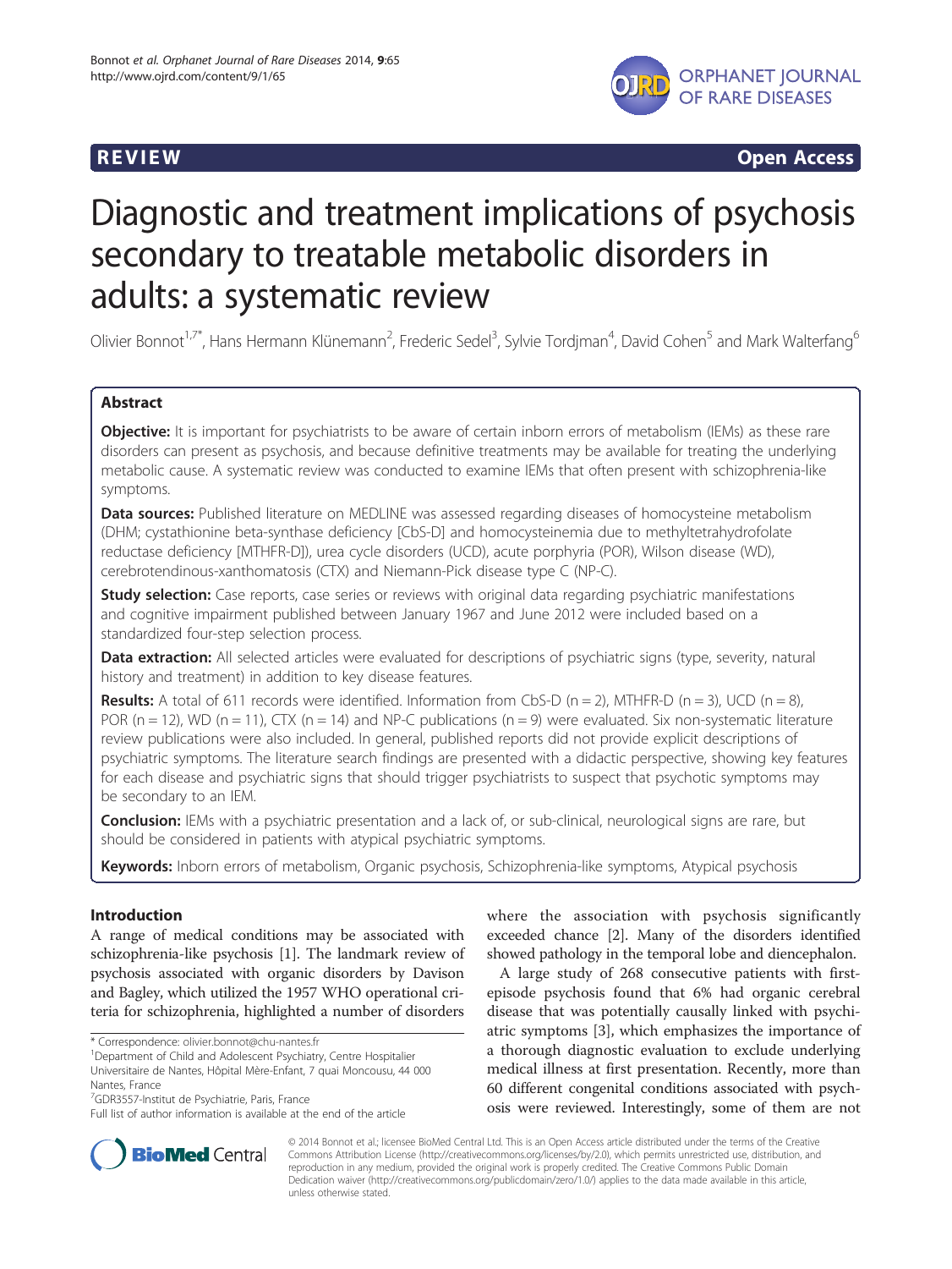REVIEW Open Access

# Diagnostic and treatment implications of psychosis secondary to treatable metabolic disorders in adults: a systematic review

Olivier Bonnot[1,7*], Hans Hermann Klünemann[2], Frederic Sedel[3], Sylvie Tordjman[4], David Cohen[5] and Mark Walterfang[6]

## Abstract

**Objective:** It is important for psychiatrists to be aware of certain inborn errors of metabolism (IEMs) as these rare disorders can present as psychosis, and because definitive treatments may be available for treating the underlying metabolic cause. A systematic review was conducted to examine IEMs that often present with schizophrenia-like symptoms.

**Data sources:** Published literature on MEDLINE was assessed regarding diseases of homocysteine metabolism (DHM; cystathionine beta-synthase deficiency [CbS-D] and homocysteinemia due to methyltetrahydrofolate reductase deficiency [MTHFR-D]), urea cycle disorders (UCD), acute porphyria (POR), Wilson disease (WD), cerebrotendinous-xanthomatosis (CTX) and Niemann-Pick disease type C (NP-C).

**Study selection:** Case reports, case series or reviews with original data regarding psychiatric manifestations and cognitive impairment published between January 1967 and June 2012 were included based on a standardized four-step selection process.

**Data extraction:** All selected articles were evaluated for descriptions of psychiatric signs (type, severity, natural history and treatment) in addition to key disease features.

**Results:** A total of 611 records were identified. Information from CbS-D (n = 2), MTHFR-D (n = 3), UCD (n = 8), POR (n = 12), WD (n = 11), CTX (n = 14) and NP-C publications (n = 9) were evaluated. Six non-systematic literature review publications were also included. In general, published reports did not provide explicit descriptions of psychiatric symptoms. The literature search findings are presented with a didactic perspective, showing key features for each disease and psychiatric signs that should trigger psychiatrists to suspect that psychotic symptoms may be secondary to an IEM.

**Conclusion:** IEMs with a psychiatric presentation and a lack of, or sub-clinical, neurological signs are rare, but should be considered in patients with atypical psychiatric symptoms.

**Keywords:** Inborn errors of metabolism, Organic psychosis, Schizophrenia-like symptoms, Atypical psychosis

## Introduction

A range of medical conditions may be associated with schizophrenia-like psychosis [1]. The landmark review of psychosis associated with organic disorders by Davison and Bagley, which utilized the 1957 WHO operational criteria for schizophrenia, highlighted a number of disorders where the association with psychosis significantly exceeded chance [2]. Many of the disorders identified showed pathology in the temporal lobe and diencephalon.

A large study of 268 consecutive patients with first-episode psychosis found that 6% had organic cerebral disease that was potentially causally linked with psychiatric symptoms [3], which emphasizes the importance of a thorough diagnostic evaluation to exclude underlying medical illness at first presentation. Recently, more than 60 different congenital conditions associated with psychosis were reviewed. Interestingly, some of them are not

\* Correspondence: olivier.bonnot@chu-nantes.fr
[1]Department of Child and Adolescent Psychiatry, Centre Hospitalier Universitaire de Nantes, Hôpital Mère-Enfant, 7 quai Moncousu, 44 000 Nantes, France
[7]GDR3557-Institut de Psychiatrie, Paris, France
Full list of author information is available at the end of the article

© 2014 Bonnot et al.; licensee BioMed Central Ltd. This is an Open Access article distributed under the terms of the Creative Commons Attribution License (http://creativecommons.org/licenses/by/2.0), which permits unrestricted use, distribution, and reproduction in any medium, provided the original work is properly credited. The Creative Commons Public Domain Dedication waiver (http://creativecommons.org/publicdomain/zero/1.0/) applies to the data made available in this article, unless otherwise stated.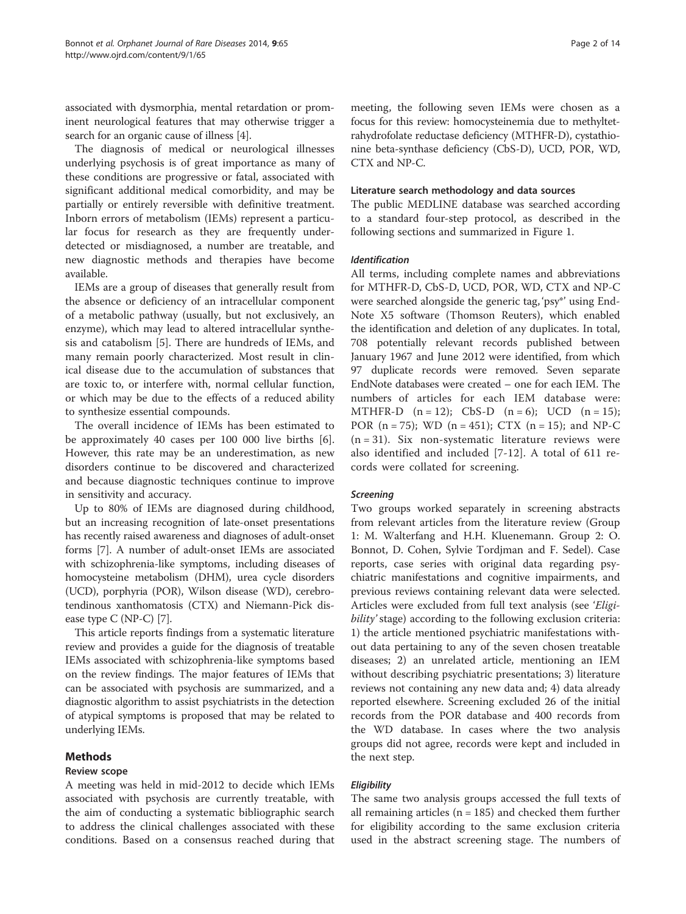associated with dysmorphia, mental retardation or prominent neurological features that may otherwise trigger a search for an organic cause of illness [4].

The diagnosis of medical or neurological illnesses underlying psychosis is of great importance as many of these conditions are progressive or fatal, associated with significant additional medical comorbidity, and may be partially or entirely reversible with definitive treatment. Inborn errors of metabolism (IEMs) represent a particular focus for research as they are frequently underdetected or misdiagnosed, a number are treatable, and new diagnostic methods and therapies have become available.

IEMs are a group of diseases that generally result from the absence or deficiency of an intracellular component of a metabolic pathway (usually, but not exclusively, an enzyme), which may lead to altered intracellular synthesis and catabolism [5]. There are hundreds of IEMs, and many remain poorly characterized. Most result in clinical disease due to the accumulation of substances that are toxic to, or interfere with, normal cellular function, or which may be due to the effects of a reduced ability to synthesize essential compounds.

The overall incidence of IEMs has been estimated to be approximately 40 cases per 100 000 live births [6]. However, this rate may be an underestimation, as new disorders continue to be discovered and characterized and because diagnostic techniques continue to improve in sensitivity and accuracy.

Up to 80% of IEMs are diagnosed during childhood, but an increasing recognition of late-onset presentations has recently raised awareness and diagnoses of adult-onset forms [7]. A number of adult-onset IEMs are associated with schizophrenia-like symptoms, including diseases of homocysteine metabolism (DHM), urea cycle disorders (UCD), porphyria (POR), Wilson disease (WD), cerebrotendinous xanthomatosis (CTX) and Niemann-Pick disease type C (NP-C) [7].

This article reports findings from a systematic literature review and provides a guide for the diagnosis of treatable IEMs associated with schizophrenia-like symptoms based on the review findings. The major features of IEMs that can be associated with psychosis are summarized, and a diagnostic algorithm to assist psychiatrists in the detection of atypical symptoms is proposed that may be related to underlying IEMs.

## Methods

### Review scope

A meeting was held in mid-2012 to decide which IEMs associated with psychosis are currently treatable, with the aim of conducting a systematic bibliographic search to address the clinical challenges associated with these conditions. Based on a consensus reached during that meeting, the following seven IEMs were chosen as a focus for this review: homocysteinemia due to methyltetrahydrofolate reductase deficiency (MTHFR-D), cystathionine beta-synthase deficiency (CbS-D), UCD, POR, WD, CTX and NP-C.

### Literature search methodology and data sources

The public MEDLINE database was searched according to a standard four-step protocol, as described in the following sections and summarized in Figure 1.

#### *Identification*

All terms, including complete names and abbreviations for MTHFR-D, CbS-D, UCD, POR, WD, CTX and NP-C were searched alongside the generic tag, 'psy*' using EndNote X5 software (Thomson Reuters), which enabled the identification and deletion of any duplicates. In total, 708 potentially relevant records published between January 1967 and June 2012 were identified, from which 97 duplicate records were removed. Seven separate EndNote databases were created – one for each IEM. The numbers of articles for each IEM database were: MTHFR-D (n = 12); CbS-D (n = 6); UCD (n = 15); POR (n = 75); WD (n = 451); CTX (n = 15); and NP-C (n = 31). Six non-systematic literature reviews were also identified and included [7-12]. A total of 611 records were collated for screening.

#### *Screening*

Two groups worked separately in screening abstracts from relevant articles from the literature review (Group 1: M. Walterfang and H.H. Kluenemann. Group 2: O. Bonnot, D. Cohen, Sylvie Tordjman and F. Sedel). Case reports, case series with original data regarding psychiatric manifestations and cognitive impairments, and previous reviews containing relevant data were selected. Articles were excluded from full text analysis (see '*Eligibility*' stage) according to the following exclusion criteria: 1) the article mentioned psychiatric manifestations without data pertaining to any of the seven chosen treatable diseases; 2) an unrelated article, mentioning an IEM without describing psychiatric presentations; 3) literature reviews not containing any new data and; 4) data already reported elsewhere. Screening excluded 26 of the initial records from the POR database and 400 records from the WD database. In cases where the two analysis groups did not agree, records were kept and included in the next step.

#### *Eligibility*

The same two analysis groups accessed the full texts of all remaining articles (n = 185) and checked them further for eligibility according to the same exclusion criteria used in the abstract screening stage. The numbers of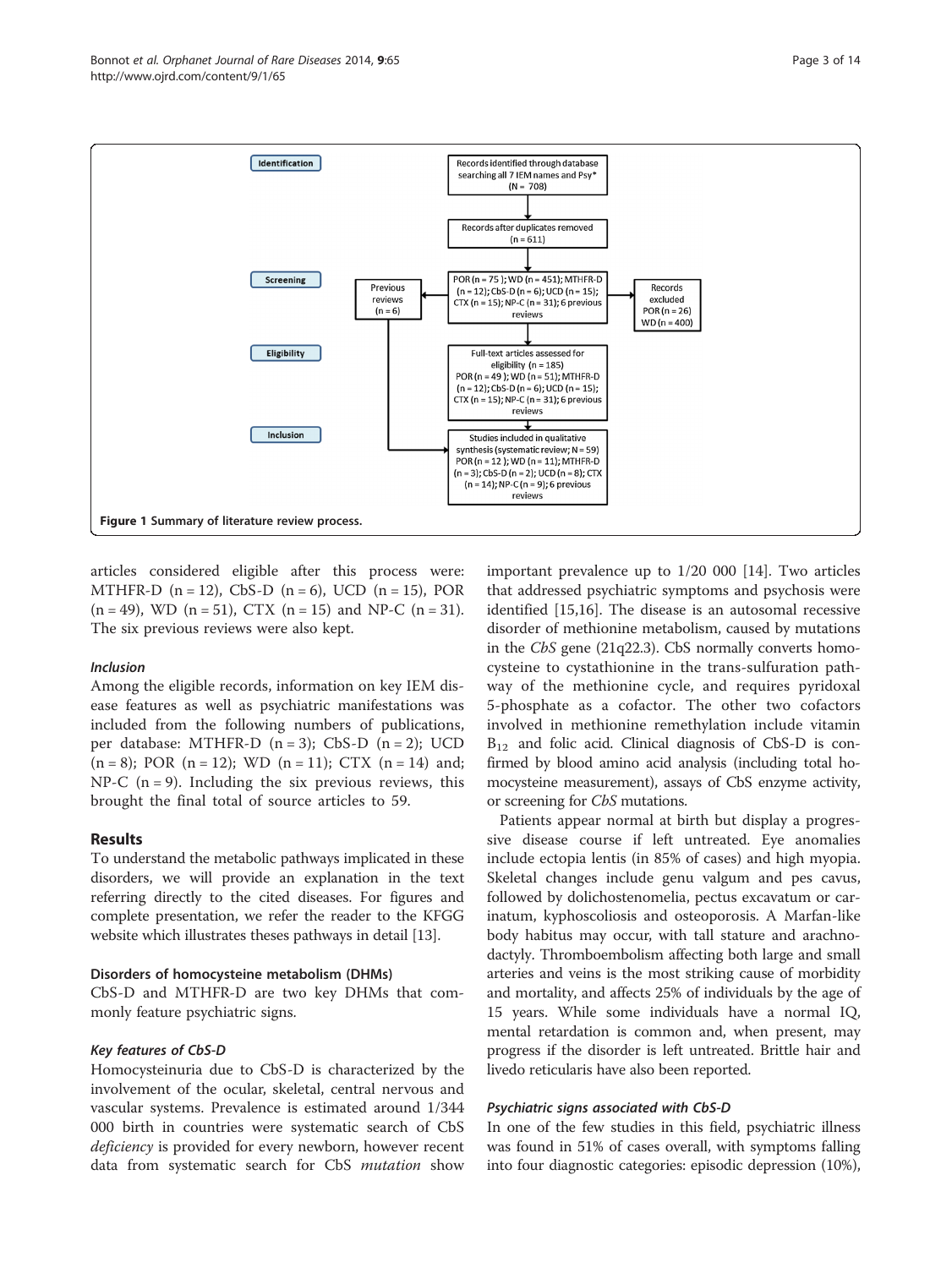Figure 1 Summary of literature review process.

articles considered eligible after this process were: MTHFR-D (n = 12), CbS-D (n = 6), UCD (n = 15), POR (n = 49), WD (n = 51), CTX (n = 15) and NP-C (n = 31). The six previous reviews were also kept.

#### *Inclusion*

Among the eligible records, information on key IEM disease features as well as psychiatric manifestations was included from the following numbers of publications, per database: MTHFR-D (n = 3); CbS-D (n = 2); UCD (n = 8); POR (n = 12); WD (n = 11); CTX (n = 14) and; NP-C (n = 9). Including the six previous reviews, this brought the final total of source articles to 59.

## Results

To understand the metabolic pathways implicated in these disorders, we will provide an explanation in the text referring directly to the cited diseases. For figures and complete presentation, we refer the reader to the KFGG website which illustrates theses pathways in detail [13].

### Disorders of homocysteine metabolism (DHMs)

CbS-D and MTHFR-D are two key DHMs that commonly feature psychiatric signs.

#### *Key features of CbS-D*

Homocysteinuria due to CbS-D is characterized by the involvement of the ocular, skeletal, central nervous and vascular systems. Prevalence is estimated around 1/344 000 birth in countries were systematic search of CbS *deficiency* is provided for every newborn, however recent data from systematic search for CbS *mutation* show important prevalence up to 1/20 000 [14]. Two articles that addressed psychiatric symptoms and psychosis were identified [15,16]. The disease is an autosomal recessive disorder of methionine metabolism, caused by mutations in the *CbS* gene (21q22.3). CbS normally converts homocysteine to cystathionine in the trans-sulfuration pathway of the methionine cycle, and requires pyridoxal 5-phosphate as a cofactor. The other two cofactors involved in methionine remethylation include vitamin $B_{12}$ and folic acid. Clinical diagnosis of CbS-D is confirmed by blood amino acid analysis (including total homocysteine measurement), assays of CbS enzyme activity, or screening for *CbS* mutations.

Patients appear normal at birth but display a progressive disease course if left untreated. Eye anomalies include ectopia lentis (in 85% of cases) and high myopia. Skeletal changes include genu valgum and pes cavus, followed by dolichostenomelia, pectus excavatum or carinatum, kyphoscoliosis and osteoporosis. A Marfan-like body habitus may occur, with tall stature and arachnodactyly. Thromboembolism affecting both large and small arteries and veins is the most striking cause of morbidity and mortality, and affects 25% of individuals by the age of 15 years. While some individuals have a normal IQ, mental retardation is common and, when present, may progress if the disorder is left untreated. Brittle hair and livedo reticularis have also been reported.

#### *Psychiatric signs associated with CbS-D*

In one of the few studies in this field, psychiatric illness was found in 51% of cases overall, with symptoms falling into four diagnostic categories: episodic depression (10%),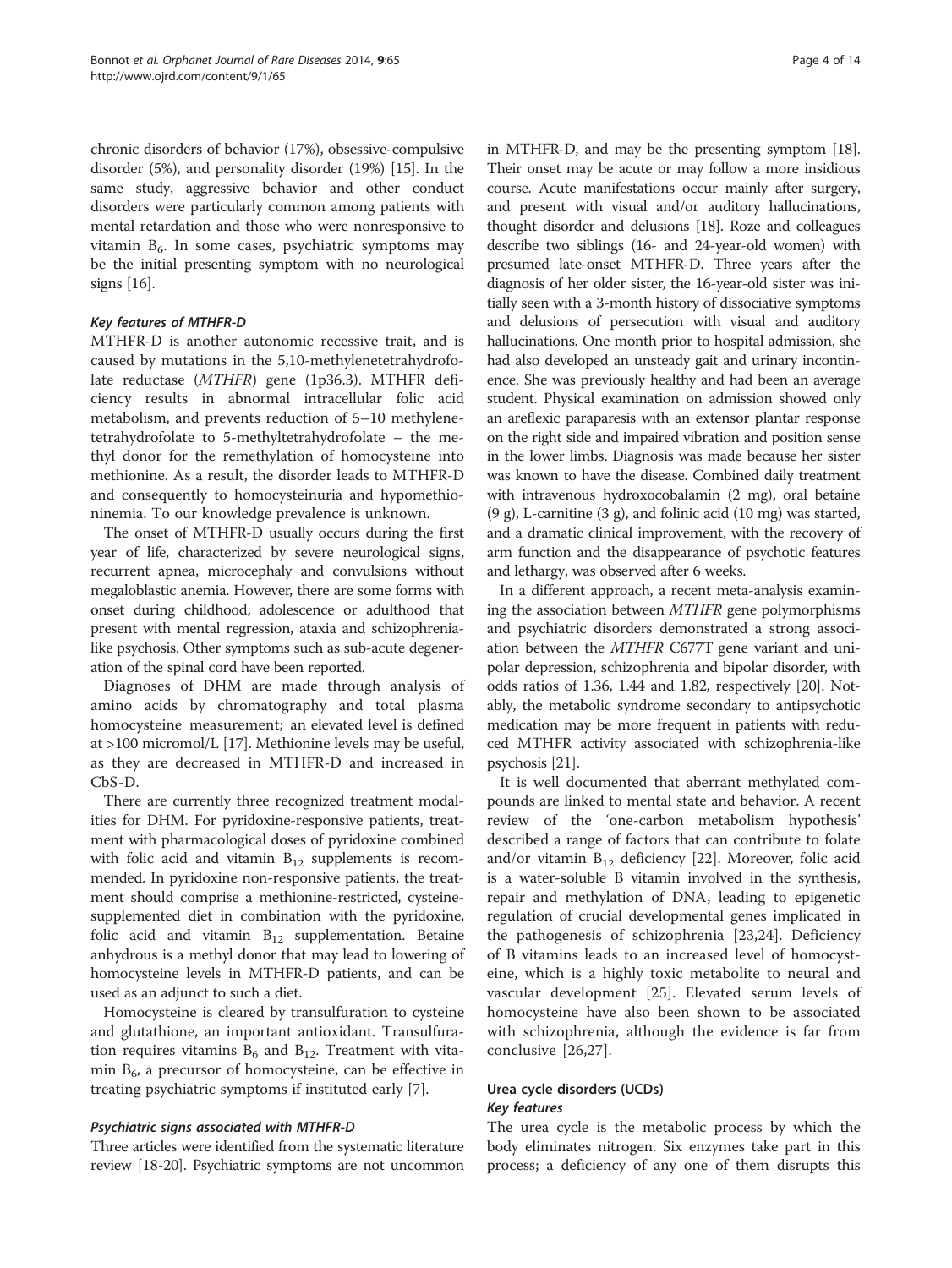chronic disorders of behavior (17%), obsessive-compulsive disorder (5%), and personality disorder (19%) [15]. In the same study, aggressive behavior and other conduct disorders were particularly common among patients with mental retardation and those who were nonresponsive to vitamin $B_6$. In some cases, psychiatric symptoms may be the initial presenting symptom with no neurological signs [16].

#### *Key features of MTHFR-D*

MTHFR-D is another autonomic recessive trait, and is caused by mutations in the 5,10-methylenetetrahydrofolate reductase (*MTHFR*) gene (1p36.3). MTHFR deficiency results in abnormal intracellular folic acid metabolism, and prevents reduction of 5–10 methylenetetrahydrofolate to 5-methyltetrahydrofolate – the methyl donor for the remethylation of homocysteine into methionine. As a result, the disorder leads to MTHFR-D and consequently to homocysteinuria and hypomethioninemia. To our knowledge prevalence is unknown.

The onset of MTHFR-D usually occurs during the first year of life, characterized by severe neurological signs, recurrent apnea, microcephaly and convulsions without megaloblastic anemia. However, there are some forms with onset during childhood, adolescence or adulthood that present with mental regression, ataxia and schizophrenia-like psychosis. Other symptoms such as sub-acute degeneration of the spinal cord have been reported.

Diagnoses of DHM are made through analysis of amino acids by chromatography and total plasma homocysteine measurement; an elevated level is defined at >100 micromol/L [17]. Methionine levels may be useful, as they are decreased in MTHFR-D and increased in CbS-D.

There are currently three recognized treatment modalities for DHM. For pyridoxine-responsive patients, treatment with pharmacological doses of pyridoxine combined with folic acid and vitamin $B_{12}$ supplements is recommended. In pyridoxine non-responsive patients, the treatment should comprise a methionine-restricted, cysteine-supplemented diet in combination with the pyridoxine, folic acid and vitamin $B_{12}$ supplementation. Betaine anhydrous is a methyl donor that may lead to lowering of homocysteine levels in MTHFR-D patients, and can be used as an adjunct to such a diet.

Homocysteine is cleared by transulfuration to cysteine and glutathione, an important antioxidant. Transulfuration requires vitamins $B_6$ and $B_{12}$. Treatment with vitamin $B_6$, a precursor of homocysteine, can be effective in treating psychiatric symptoms if instituted early [7].

#### *Psychiatric signs associated with MTHFR-D*

Three articles were identified from the systematic literature review [18-20]. Psychiatric symptoms are not uncommon in MTHFR-D, and may be the presenting symptom [18]. Their onset may be acute or may follow a more insidious course. Acute manifestations occur mainly after surgery, and present with visual and/or auditory hallucinations, thought disorder and delusions [18]. Roze and colleagues describe two siblings (16- and 24-year-old women) with presumed late-onset MTHFR-D. Three years after the diagnosis of her older sister, the 16-year-old sister was initially seen with a 3-month history of dissociative symptoms and delusions of persecution with visual and auditory hallucinations. One month prior to hospital admission, she had also developed an unsteady gait and urinary incontinence. She was previously healthy and had been an average student. Physical examination on admission showed only an areflexic paraparesis with an extensor plantar response on the right side and impaired vibration and position sense in the lower limbs. Diagnosis was made because her sister was known to have the disease. Combined daily treatment with intravenous hydroxocobalamin (2 mg), oral betaine (9 g), L-carnitine (3 g), and folinic acid (10 mg) was started, and a dramatic clinical improvement, with the recovery of arm function and the disappearance of psychotic features and lethargy, was observed after 6 weeks.

In a different approach, a recent meta-analysis examining the association between *MTHFR* gene polymorphisms and psychiatric disorders demonstrated a strong association between the *MTHFR* C677T gene variant and unipolar depression, schizophrenia and bipolar disorder, with odds ratios of 1.36, 1.44 and 1.82, respectively [20]. Notably, the metabolic syndrome secondary to antipsychotic medication may be more frequent in patients with reduced MTHFR activity associated with schizophrenia-like psychosis [21].

It is well documented that aberrant methylated compounds are linked to mental state and behavior. A recent review of the 'one-carbon metabolism hypothesis' described a range of factors that can contribute to folate and/or vitamin $B_{12}$ deficiency [22]. Moreover, folic acid is a water-soluble B vitamin involved in the synthesis, repair and methylation of DNA, leading to epigenetic regulation of crucial developmental genes implicated in the pathogenesis of schizophrenia [23,24]. Deficiency of B vitamins leads to an increased level of homocysteine, which is a highly toxic metabolite to neural and vascular development [25]. Elevated serum levels of homocysteine have also been shown to be associated with schizophrenia, although the evidence is far from conclusive [26,27].

### Urea cycle disorders (UCDs)

#### *Key features*

The urea cycle is the metabolic process by which the body eliminates nitrogen. Six enzymes take part in this process; a deficiency of any one of them disrupts this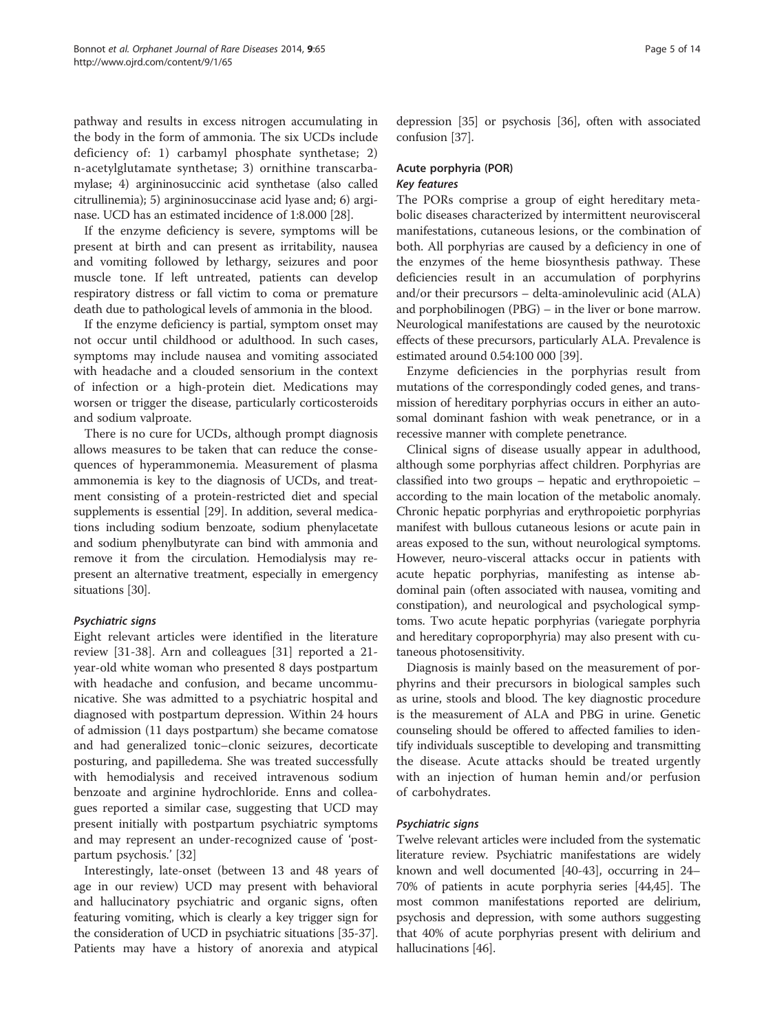pathway and results in excess nitrogen accumulating in the body in the form of ammonia. The six UCDs include deficiency of: 1) carbamyl phosphate synthetase; 2) n-acetylglutamate synthetase; 3) ornithine transcarbamylase; 4) argininosuccinic acid synthetase (also called citrullinemia); 5) argininosuccinase acid lyase and; 6) arginase. UCD has an estimated incidence of 1:8.000 [28].

If the enzyme deficiency is severe, symptoms will be present at birth and can present as irritability, nausea and vomiting followed by lethargy, seizures and poor muscle tone. If left untreated, patients can develop respiratory distress or fall victim to coma or premature death due to pathological levels of ammonia in the blood.

If the enzyme deficiency is partial, symptom onset may not occur until childhood or adulthood. In such cases, symptoms may include nausea and vomiting associated with headache and a clouded sensorium in the context of infection or a high-protein diet. Medications may worsen or trigger the disease, particularly corticosteroids and sodium valproate.

There is no cure for UCDs, although prompt diagnosis allows measures to be taken that can reduce the consequences of hyperammonemia. Measurement of plasma ammonemia is key to the diagnosis of UCDs, and treatment consisting of a protein-restricted diet and special supplements is essential [29]. In addition, several medications including sodium benzoate, sodium phenylacetate and sodium phenylbutyrate can bind with ammonia and remove it from the circulation. Hemodialysis may represent an alternative treatment, especially in emergency situations [30].

#### *Psychiatric signs*

Eight relevant articles were identified in the literature review [31-38]. Arn and colleagues [31] reported a 21-year-old white woman who presented 8 days postpartum with headache and confusion, and became uncommunicative. She was admitted to a psychiatric hospital and diagnosed with postpartum depression. Within 24 hours of admission (11 days postpartum) she became comatose and had generalized tonic–clonic seizures, decorticate posturing, and papilledema. She was treated successfully with hemodialysis and received intravenous sodium benzoate and arginine hydrochloride. Enns and colleagues reported a similar case, suggesting that UCD may present initially with postpartum psychiatric symptoms and may represent an under-recognized cause of 'postpartum psychosis.' [32]

Interestingly, late-onset (between 13 and 48 years of age in our review) UCD may present with behavioral and hallucinatory psychiatric and organic signs, often featuring vomiting, which is clearly a key trigger sign for the consideration of UCD in psychiatric situations [35-37]. Patients may have a history of anorexia and atypical depression [35] or psychosis [36], often with associated confusion [37].

### Acute porphyria (POR)

#### *Key features*

The PORs comprise a group of eight hereditary metabolic diseases characterized by intermittent neurovisceral manifestations, cutaneous lesions, or the combination of both. All porphyrias are caused by a deficiency in one of the enzymes of the heme biosynthesis pathway. These deficiencies result in an accumulation of porphyrins and/or their precursors – delta-aminolevulinic acid (ALA) and porphobilinogen (PBG) – in the liver or bone marrow. Neurological manifestations are caused by the neurotoxic effects of these precursors, particularly ALA. Prevalence is estimated around 0.54:100 000 [39].

Enzyme deficiencies in the porphyrias result from mutations of the correspondingly coded genes, and transmission of hereditary porphyrias occurs in either an autosomal dominant fashion with weak penetrance, or in a recessive manner with complete penetrance.

Clinical signs of disease usually appear in adulthood, although some porphyrias affect children. Porphyrias are classified into two groups – hepatic and erythropoietic – according to the main location of the metabolic anomaly. Chronic hepatic porphyrias and erythropoietic porphyrias manifest with bullous cutaneous lesions or acute pain in areas exposed to the sun, without neurological symptoms. However, neuro-visceral attacks occur in patients with acute hepatic porphyrias, manifesting as intense abdominal pain (often associated with nausea, vomiting and constipation), and neurological and psychological symptoms. Two acute hepatic porphyrias (variegate porphyria and hereditary coproporphyria) may also present with cutaneous photosensitivity.

Diagnosis is mainly based on the measurement of porphyrins and their precursors in biological samples such as urine, stools and blood. The key diagnostic procedure is the measurement of ALA and PBG in urine. Genetic counseling should be offered to affected families to identify individuals susceptible to developing and transmitting the disease. Acute attacks should be treated urgently with an injection of human hemin and/or perfusion of carbohydrates.

#### *Psychiatric signs*

Twelve relevant articles were included from the systematic literature review. Psychiatric manifestations are widely known and well documented [40-43], occurring in 24–70% of patients in acute porphyria series [44,45]. The most common manifestations reported are delirium, psychosis and depression, with some authors suggesting that 40% of acute porphyrias present with delirium and hallucinations [46].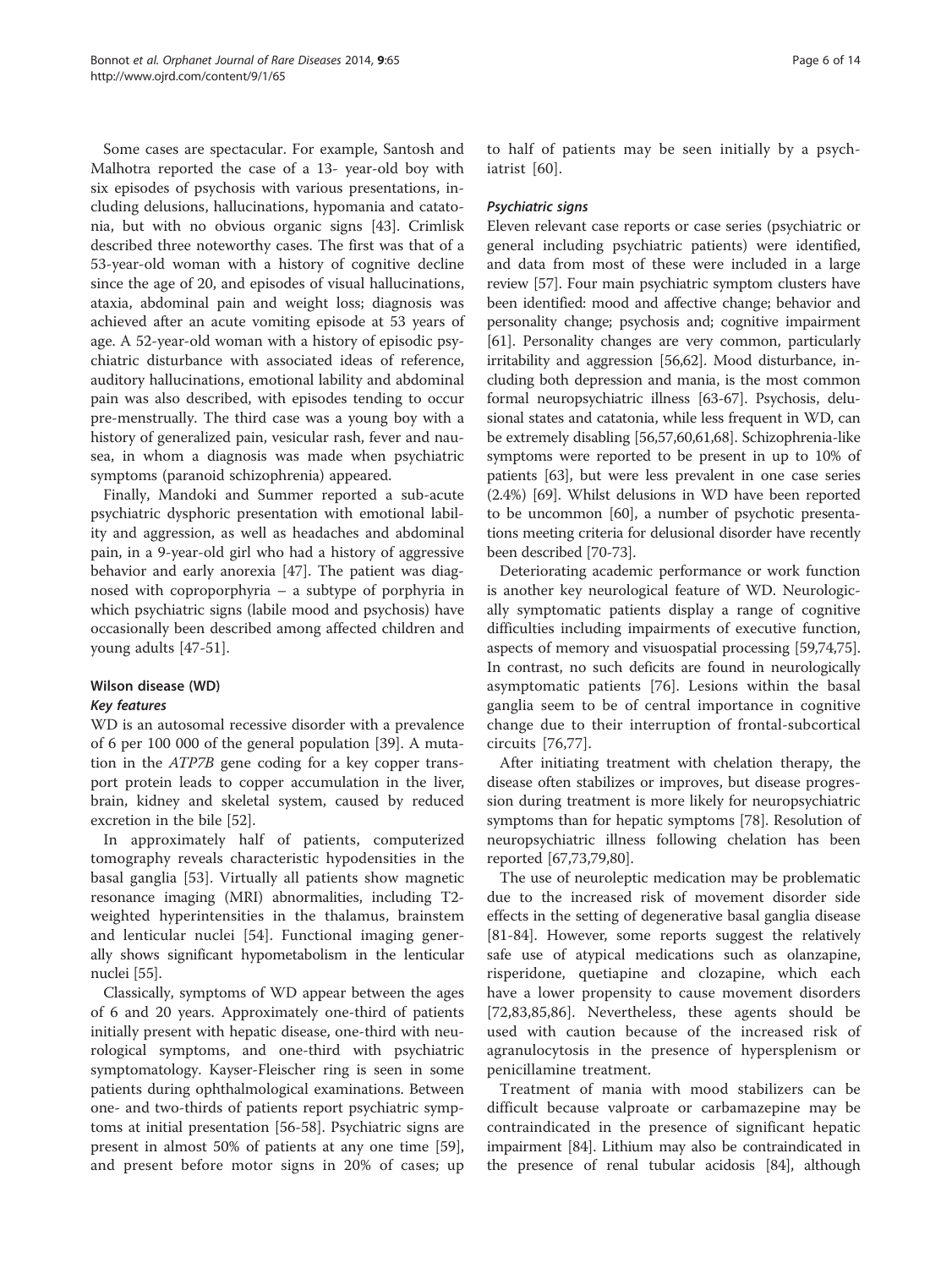Some cases are spectacular. For example, Santosh and Malhotra reported the case of a 13- year-old boy with six episodes of psychosis with various presentations, including delusions, hallucinations, hypomania and catatonia, but with no obvious organic signs [43]. Crimlisk described three noteworthy cases. The first was that of a 53-year-old woman with a history of cognitive decline since the age of 20, and episodes of visual hallucinations, ataxia, abdominal pain and weight loss; diagnosis was achieved after an acute vomiting episode at 53 years of age. A 52-year-old woman with a history of episodic psychiatric disturbance with associated ideas of reference, auditory hallucinations, emotional lability and abdominal pain was also described, with episodes tending to occur pre-menstrually. The third case was a young boy with a history of generalized pain, vesicular rash, fever and nausea, in whom a diagnosis was made when psychiatric symptoms (paranoid schizophrenia) appeared.

Finally, Mandoki and Summer reported a sub-acute psychiatric dysphoric presentation with emotional lability and aggression, as well as headaches and abdominal pain, in a 9-year-old girl who had a history of aggressive behavior and early anorexia [47]. The patient was diagnosed with coproporphyria – a subtype of porphyria in which psychiatric signs (labile mood and psychosis) have occasionally been described among affected children and young adults [47-51].

### Wilson disease (WD)

#### *Key features*

WD is an autosomal recessive disorder with a prevalence of 6 per 100 000 of the general population [39]. A mutation in the *ATP7B* gene coding for a key copper transport protein leads to copper accumulation in the liver, brain, kidney and skeletal system, caused by reduced excretion in the bile [52].

In approximately half of patients, computerized tomography reveals characteristic hypodensities in the basal ganglia [53]. Virtually all patients show magnetic resonance imaging (MRI) abnormalities, including T2-weighted hyperintensities in the thalamus, brainstem and lenticular nuclei [54]. Functional imaging generally shows significant hypometabolism in the lenticular nuclei [55].

Classically, symptoms of WD appear between the ages of 6 and 20 years. Approximately one-third of patients initially present with hepatic disease, one-third with neurological symptoms, and one-third with psychiatric symptomatology. Kayser-Fleischer ring is seen in some patients during ophthalmological examinations. Between one- and two-thirds of patients report psychiatric symptoms at initial presentation [56-58]. Psychiatric signs are present in almost 50% of patients at any one time [59], and present before motor signs in 20% of cases; up to half of patients may be seen initially by a psychiatrist [60].

#### *Psychiatric signs*

Eleven relevant case reports or case series (psychiatric or general including psychiatric patients) were identified, and data from most of these were included in a large review [57]. Four main psychiatric symptom clusters have been identified: mood and affective change; behavior and personality change; psychosis and; cognitive impairment [61]. Personality changes are very common, particularly irritability and aggression [56,62]. Mood disturbance, including both depression and mania, is the most common formal neuropsychiatric illness [63-67]. Psychosis, delusional states and catatonia, while less frequent in WD, can be extremely disabling [56,57,60,61,68]. Schizophrenia-like symptoms were reported to be present in up to 10% of patients [63], but were less prevalent in one case series (2.4%) [69]. Whilst delusions in WD have been reported to be uncommon [60], a number of psychotic presentations meeting criteria for delusional disorder have recently been described [70-73].

Deteriorating academic performance or work function is another key neurological feature of WD. Neurologically symptomatic patients display a range of cognitive difficulties including impairments of executive function, aspects of memory and visuospatial processing [59,74,75]. In contrast, no such deficits are found in neurologically asymptomatic patients [76]. Lesions within the basal ganglia seem to be of central importance in cognitive change due to their interruption of frontal-subcortical circuits [76,77].

After initiating treatment with chelation therapy, the disease often stabilizes or improves, but disease progression during treatment is more likely for neuropsychiatric symptoms than for hepatic symptoms [78]. Resolution of neuropsychiatric illness following chelation has been reported [67,73,79,80].

The use of neuroleptic medication may be problematic due to the increased risk of movement disorder side effects in the setting of degenerative basal ganglia disease [81-84]. However, some reports suggest the relatively safe use of atypical medications such as olanzapine, risperidone, quetiapine and clozapine, which each have a lower propensity to cause movement disorders [72,83,85,86]. Nevertheless, these agents should be used with caution because of the increased risk of agranulocytosis in the presence of hypersplenism or penicillamine treatment.

Treatment of mania with mood stabilizers can be difficult because valproate or carbamazepine may be contraindicated in the presence of significant hepatic impairment [84]. Lithium may also be contraindicated in the presence of renal tubular acidosis [84], although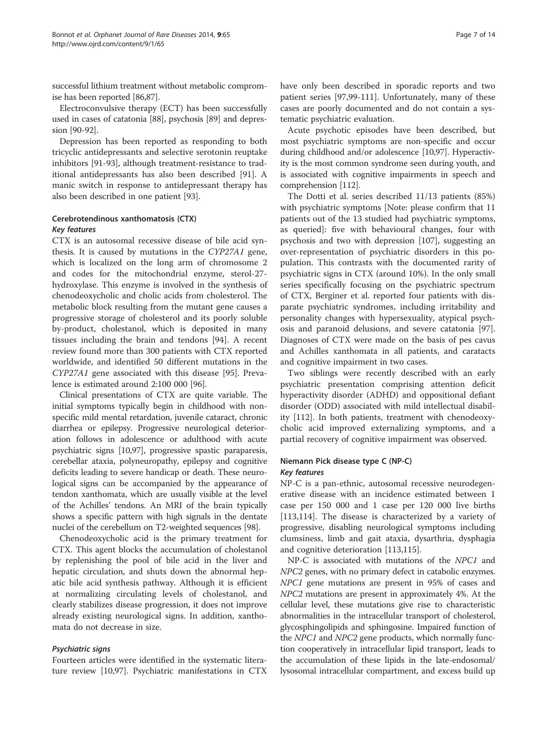successful lithium treatment without metabolic compromise has been reported [86,87].

Electroconvulsive therapy (ECT) has been successfully used in cases of catatonia [88], psychosis [89] and depression [90-92].

Depression has been reported as responding to both tricyclic antidepressants and selective serotonin reuptake inhibitors [91-93], although treatment-resistance to traditional antidepressants has also been described [91]. A manic switch in response to antidepressant therapy has also been described in one patient [93].

### Cerebrotendinous xanthomatosis (CTX)

#### *Key features*

CTX is an autosomal recessive disease of bile acid synthesis. It is caused by mutations in the *CYP27A1* gene, which is localized on the long arm of chromosome 2 and codes for the mitochondrial enzyme, sterol-27-hydroxylase. This enzyme is involved in the synthesis of chenodeoxycholic and cholic acids from cholesterol. The metabolic block resulting from the mutant gene causes a progressive storage of cholesterol and its poorly soluble by-product, cholestanol, which is deposited in many tissues including the brain and tendons [94]. A recent review found more than 300 patients with CTX reported worldwide, and identified 50 different mutations in the *CYP27A1* gene associated with this disease [95]. Prevalence is estimated around 2:100 000 [96].

Clinical presentations of CTX are quite variable. The initial symptoms typically begin in childhood with non-specific mild mental retardation, juvenile cataract, chronic diarrhea or epilepsy. Progressive neurological deterioration follows in adolescence or adulthood with acute psychiatric signs [10,97], progressive spastic paraparesis, cerebellar ataxia, polyneuropathy, epilepsy and cognitive deficits leading to severe handicap or death. These neurological signs can be accompanied by the appearance of tendon xanthomata, which are usually visible at the level of the Achilles' tendons. An MRI of the brain typically shows a specific pattern with high signals in the dentate nuclei of the cerebellum on T2-weighted sequences [98].

Chenodeoxycholic acid is the primary treatment for CTX. This agent blocks the accumulation of cholestanol by replenishing the pool of bile acid in the liver and hepatic circulation, and shuts down the abnormal hepatic bile acid synthesis pathway. Although it is efficient at normalizing circulating levels of cholestanol, and clearly stabilizes disease progression, it does not improve already existing neurological signs. In addition, xanthomata do not decrease in size.

#### *Psychiatric signs*

Fourteen articles were identified in the systematic literature review [10,97]. Psychiatric manifestations in CTX have only been described in sporadic reports and two patient series [97,99-111]. Unfortunately, many of these cases are poorly documented and do not contain a systematic psychiatric evaluation.

Acute psychotic episodes have been described, but most psychiatric symptoms are non-specific and occur during childhood and/or adolescence [10,97]. Hyperactivity is the most common syndrome seen during youth, and is associated with cognitive impairments in speech and comprehension [112].

The Dotti et al. series described 11/13 patients (85%) with psychiatric symptoms [Note: please confirm that 11 patients out of the 13 studied had psychiatric symptoms, as queried]: five with behavioural changes, four with psychosis and two with depression [107], suggesting an over-representation of psychiatric disorders in this population. This contrasts with the documented rarity of psychiatric signs in CTX (around 10%). In the only small series specifically focusing on the psychiatric spectrum of CTX, Berginer et al. reported four patients with disparate psychiatric syndromes, including irritability and personality changes with hypersexuality, atypical psychosis and paranoid delusions, and severe catatonia [97]. Diagnoses of CTX were made on the basis of pes cavus and Achilles xanthomata in all patients, and caratacts and cognitive impairment in two cases.

Two siblings were recently described with an early psychiatric presentation comprising attention deficit hyperactivity disorder (ADHD) and oppositional defiant disorder (ODD) associated with mild intellectual disability [112]. In both patients, treatment with chenodeoxycholic acid improved externalizing symptoms, and a partial recovery of cognitive impairment was observed.

### Niemann Pick disease type C (NP-C)

#### *Key features*

NP-C is a pan-ethnic, autosomal recessive neurodegenerative disease with an incidence estimated between 1 case per 150 000 and 1 case per 120 000 live births [113,114]. The disease is characterized by a variety of progressive, disabling neurological symptoms including clumsiness, limb and gait ataxia, dysarthria, dysphagia and cognitive deterioration [113,115].

NP-C is associated with mutations of the *NPC1* and *NPC2* genes, with no primary defect in catabolic enzymes. *NPC1* gene mutations are present in 95% of cases and *NPC2* mutations are present in approximately 4%. At the cellular level, these mutations give rise to characteristic abnormalities in the intracellular transport of cholesterol, glycosphingolipids and sphingosine. Impaired function of the *NPC1* and *NPC2* gene products, which normally function cooperatively in intracellular lipid transport, leads to the accumulation of these lipids in the late-endosomal/lysosomal intracellular compartment, and excess build up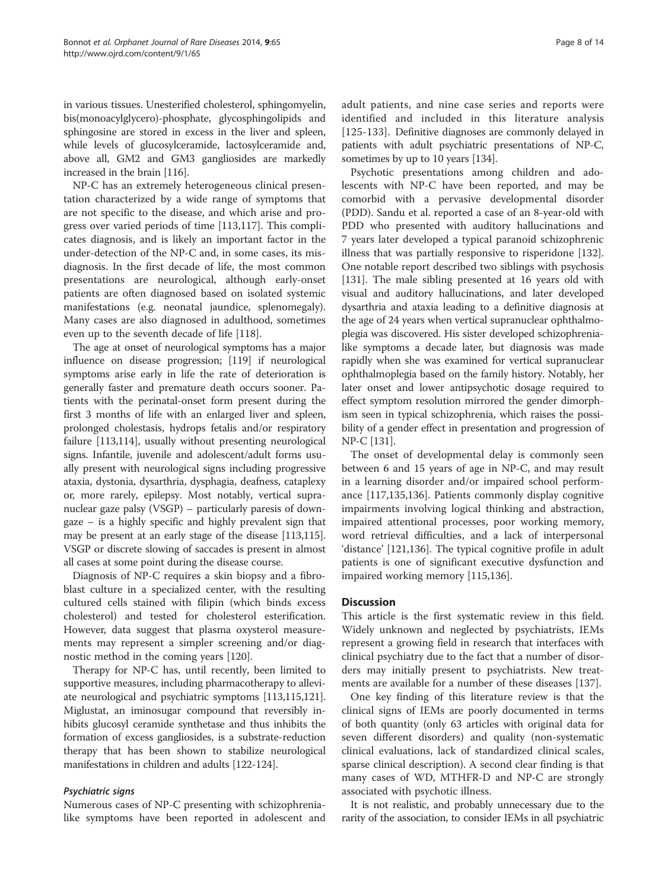in various tissues. Unesterified cholesterol, sphingomyelin, bis(monoacylglycero)-phosphate, glycosphingolipids and sphingosine are stored in excess in the liver and spleen, while levels of glucosylceramide, lactosylceramide and, above all, GM2 and GM3 gangliosides are markedly increased in the brain [116].

NP-C has an extremely heterogeneous clinical presentation characterized by a wide range of symptoms that are not specific to the disease, and which arise and progress over varied periods of time [113,117]. This complicates diagnosis, and is likely an important factor in the under-detection of the NP-C and, in some cases, its misdiagnosis. In the first decade of life, the most common presentations are neurological, although early-onset patients are often diagnosed based on isolated systemic manifestations (e.g. neonatal jaundice, splenomegaly). Many cases are also diagnosed in adulthood, sometimes even up to the seventh decade of life [118].

The age at onset of neurological symptoms has a major influence on disease progression; [119] if neurological symptoms arise early in life the rate of deterioration is generally faster and premature death occurs sooner. Patients with the perinatal-onset form present during the first 3 months of life with an enlarged liver and spleen, prolonged cholestasis, hydrops fetalis and/or respiratory failure [113,114], usually without presenting neurological signs. Infantile, juvenile and adolescent/adult forms usually present with neurological signs including progressive ataxia, dystonia, dysarthria, dysphagia, deafness, cataplexy or, more rarely, epilepsy. Most notably, vertical supranuclear gaze palsy (VSGP) – particularly paresis of downgaze – is a highly specific and highly prevalent sign that may be present at an early stage of the disease [113,115]. VSGP or discrete slowing of saccades is present in almost all cases at some point during the disease course.

Diagnosis of NP-C requires a skin biopsy and a fibroblast culture in a specialized center, with the resulting cultured cells stained with filipin (which binds excess cholesterol) and tested for cholesterol esterification. However, data suggest that plasma oxysterol measurements may represent a simpler screening and/or diagnostic method in the coming years [120].

Therapy for NP-C has, until recently, been limited to supportive measures, including pharmacotherapy to alleviate neurological and psychiatric symptoms [113,115,121]. Miglustat, an iminosugar compound that reversibly inhibits glucosyl ceramide synthetase and thus inhibits the formation of excess gangliosides, is a substrate-reduction therapy that has been shown to stabilize neurological manifestations in children and adults [122-124].

#### *Psychiatric signs*

Numerous cases of NP-C presenting with schizophrenia-like symptoms have been reported in adolescent and adult patients, and nine case series and reports were identified and included in this literature analysis [125-133]. Definitive diagnoses are commonly delayed in patients with adult psychiatric presentations of NP-C, sometimes by up to 10 years [134].

Psychotic presentations among children and adolescents with NP-C have been reported, and may be comorbid with a pervasive developmental disorder (PDD). Sandu et al. reported a case of an 8-year-old with PDD who presented with auditory hallucinations and 7 years later developed a typical paranoid schizophrenic illness that was partially responsive to risperidone [132]. One notable report described two siblings with psychosis [131]. The male sibling presented at 16 years old with visual and auditory hallucinations, and later developed dysarthria and ataxia leading to a definitive diagnosis at the age of 24 years when vertical supranuclear ophthalmoplegia was discovered. His sister developed schizophrenia-like symptoms a decade later, but diagnosis was made rapidly when she was examined for vertical supranuclear ophthalmoplegia based on the family history. Notably, her later onset and lower antipsychotic dosage required to effect symptom resolution mirrored the gender dimorphism seen in typical schizophrenia, which raises the possibility of a gender effect in presentation and progression of NP-C [131].

The onset of developmental delay is commonly seen between 6 and 15 years of age in NP-C, and may result in a learning disorder and/or impaired school performance [117,135,136]. Patients commonly display cognitive impairments involving logical thinking and abstraction, impaired attentional processes, poor working memory, word retrieval difficulties, and a lack of interpersonal 'distance' [121,136]. The typical cognitive profile in adult patients is one of significant executive dysfunction and impaired working memory [115,136].

## Discussion

This article is the first systematic review in this field. Widely unknown and neglected by psychiatrists, IEMs represent a growing field in research that interfaces with clinical psychiatry due to the fact that a number of disorders may initially present to psychiatrists. New treatments are available for a number of these diseases [137].

One key finding of this literature review is that the clinical signs of IEMs are poorly documented in terms of both quantity (only 63 articles with original data for seven different disorders) and quality (non-systematic clinical evaluations, lack of standardized clinical scales, sparse clinical description). A second clear finding is that many cases of WD, MTHFR-D and NP-C are strongly associated with psychotic illness.

It is not realistic, and probably unnecessary due to the rarity of the association, to consider IEMs in all psychiatric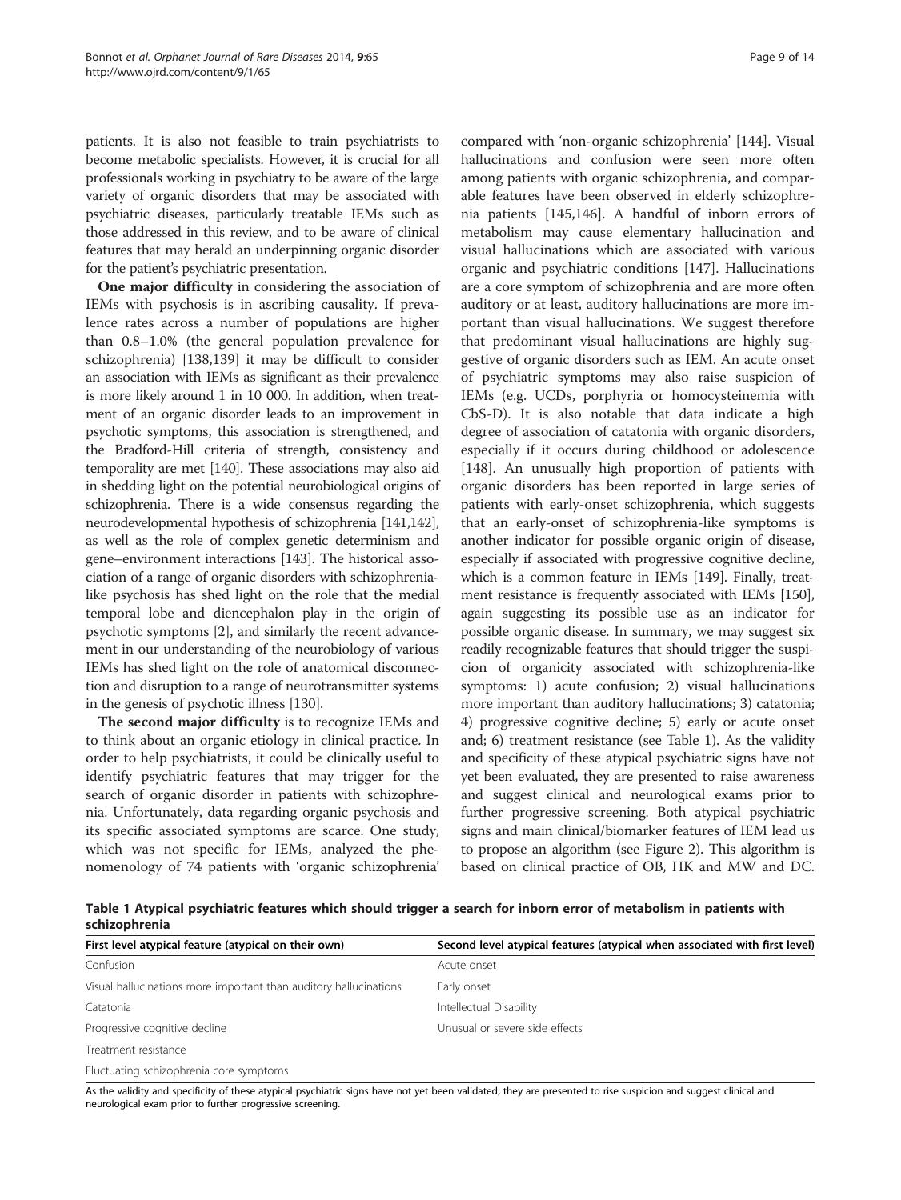patients. It is also not feasible to train psychiatrists to become metabolic specialists. However, it is crucial for all professionals working in psychiatry to be aware of the large variety of organic disorders that may be associated with psychiatric diseases, particularly treatable IEMs such as those addressed in this review, and to be aware of clinical features that may herald an underpinning organic disorder for the patient's psychiatric presentation.

**One major difficulty** in considering the association of IEMs with psychosis is in ascribing causality. If prevalence rates across a number of populations are higher than 0.8–1.0% (the general population prevalence for schizophrenia) [138,139] it may be difficult to consider an association with IEMs as significant as their prevalence is more likely around 1 in 10 000. In addition, when treatment of an organic disorder leads to an improvement in psychotic symptoms, this association is strengthened, and the Bradford-Hill criteria of strength, consistency and temporality are met [140]. These associations may also aid in shedding light on the potential neurobiological origins of schizophrenia. There is a wide consensus regarding the neurodevelopmental hypothesis of schizophrenia [141,142], as well as the role of complex genetic determinism and gene–environment interactions [143]. The historical association of a range of organic disorders with schizophrenia-like psychosis has shed light on the role that the medial temporal lobe and diencephalon play in the origin of psychotic symptoms [2], and similarly the recent advancement in our understanding of the neurobiology of various IEMs has shed light on the role of anatomical disconnection and disruption to a range of neurotransmitter systems in the genesis of psychotic illness [130].

**The second major difficulty** is to recognize IEMs and to think about an organic etiology in clinical practice. In order to help psychiatrists, it could be clinically useful to identify psychiatric features that may trigger for the search of organic disorder in patients with schizophrenia. Unfortunately, data regarding organic psychosis and its specific associated symptoms are scarce. One study, which was not specific for IEMs, analyzed the phenomenology of 74 patients with 'organic schizophrenia' compared with 'non-organic schizophrenia' [144]. Visual hallucinations and confusion were seen more often among patients with organic schizophrenia, and comparable features have been observed in elderly schizophrenia patients [145,146]. A handful of inborn errors of metabolism may cause elementary hallucination and visual hallucinations which are associated with various organic and psychiatric conditions [147]. Hallucinations are a core symptom of schizophrenia and are more often auditory or at least, auditory hallucinations are more important than visual hallucinations. We suggest therefore that predominant visual hallucinations are highly suggestive of organic disorders such as IEM. An acute onset of psychiatric symptoms may also raise suspicion of IEMs (e.g. UCDs, porphyria or homocysteinemia with CbS-D). It is also notable that data indicate a high degree of association of catatonia with organic disorders, especially if it occurs during childhood or adolescence [148]. An unusually high proportion of patients with organic disorders has been reported in large series of patients with early-onset schizophrenia, which suggests that an early-onset of schizophrenia-like symptoms is another indicator for possible organic origin of disease, especially if associated with progressive cognitive decline, which is a common feature in IEMs [149]. Finally, treatment resistance is frequently associated with IEMs [150], again suggesting its possible use as an indicator for possible organic disease. In summary, we may suggest six readily recognizable features that should trigger the suspicion of organicity associated with schizophrenia-like symptoms: 1) acute confusion; 2) visual hallucinations more important than auditory hallucinations; 3) catatonia; 4) progressive cognitive decline; 5) early or acute onset and; 6) treatment resistance (see Table 1). As the validity and specificity of these atypical psychiatric signs have not yet been evaluated, they are presented to raise awareness and suggest clinical and neurological exams prior to further progressive screening. Both atypical psychiatric signs and main clinical/biomarker features of IEM lead us to propose an algorithm (see Figure 2). This algorithm is based on clinical practice of OB, HK and MW and DC.

**Table 1 Atypical psychiatric features which should trigger a search for inborn error of metabolism in patients with schizophrenia**

| First level atypical feature (atypical on their own) | Second level atypical features (atypical when associated with first level) |
|---|---|
| Confusion | Acute onset |
| Visual hallucinations more important than auditory hallucinations | Early onset |
| Catatonia | Intellectual Disability |
| Progressive cognitive decline | Unusual or severe side effects |
| Treatment resistance | |
| Fluctuating schizophrenia core symptoms | |

As the validity and specificity of these atypical psychiatric signs have not yet been validated, they are presented to rise suspicion and suggest clinical and neurological exam prior to further progressive screening.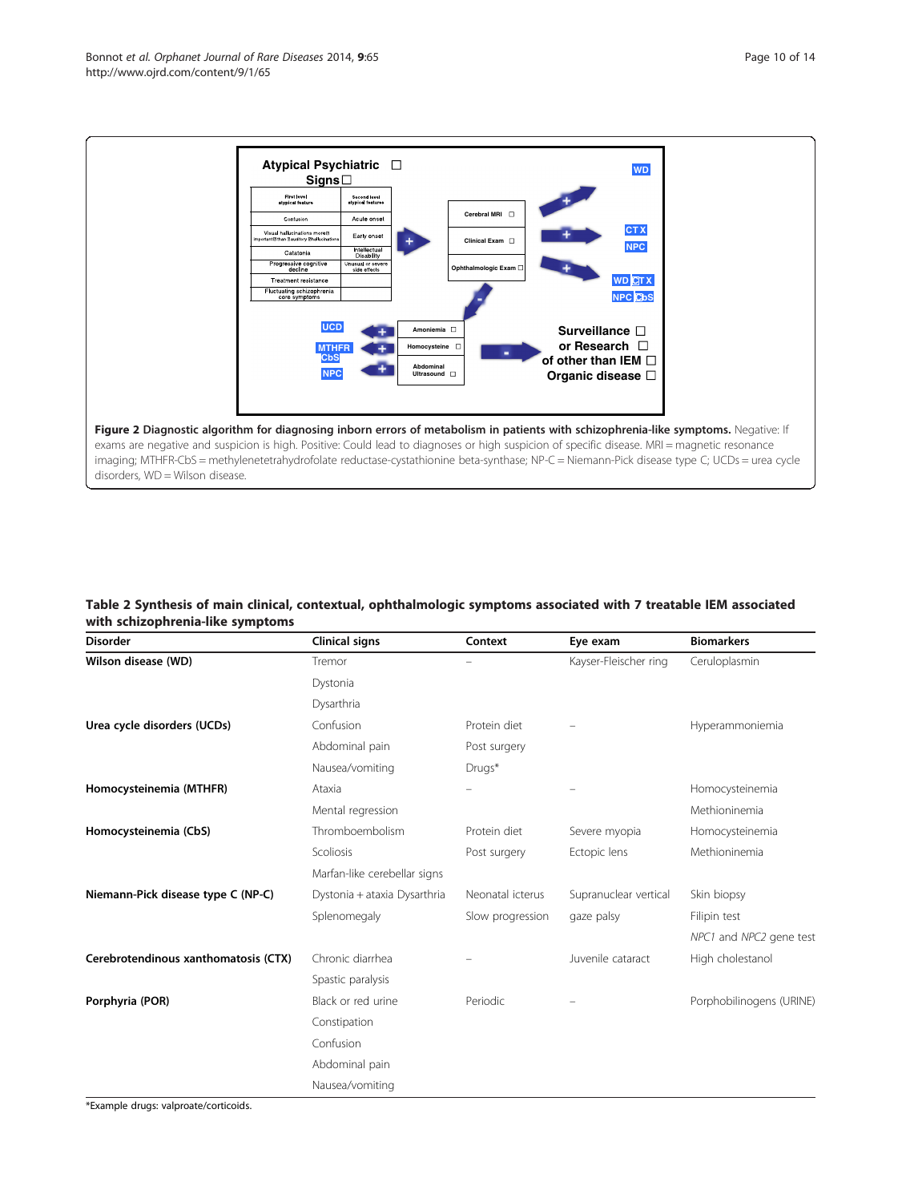**Figure 2 Diagnostic algorithm for diagnosing inborn errors of metabolism in patients with schizophrenia-like symptoms.** Negative: If exams are negative and suspicion is high. Positive: Could lead to diagnoses or high suspicion of specific disease. MRI = magnetic resonance imaging; MTHFR-CbS = methylenetetrahydrofolate reductase-cystathionine beta-synthase; NP-C = Niemann-Pick disease type C; UCDs = urea cycle disorders, WD = Wilson disease.

**Table 2 Synthesis of main clinical, contextual, ophthalmologic symptoms associated with 7 treatable IEM associated with schizophrenia-like symptoms**

| Disorder | Clinical signs | Context | Eye exam | Biomarkers |
|---|---|---|---|---|
| **Wilson disease (WD)** | Tremor | – | Kayser-Fleischer ring | Ceruloplasmin |
| | Dystonia | | | |
| | Dysarthria | | | |
| **Urea cycle disorders (UCDs)** | Confusion | Protein diet | – | Hyperammoniemia |
| | Abdominal pain | Post surgery | | |
| | Nausea/vomiting | Drugs* | | |
| **Homocysteinemia (MTHFR)** | Ataxia | – | – | Homocysteinemia |
| | Mental regression | | | Methioninemia |
| **Homocysteinemia (CbS)** | Thromboembolism | Protein diet | Severe myopia | Homocysteinemia |
| | Scoliosis | Post surgery | Ectopic lens | Methioninemia |
| | Marfan-like cerebellar signs | | | |
| **Niemann-Pick disease type C (NP-C)** | Dystonia + ataxia Dysarthria | Neonatal icterus | Supranuclear vertical | Skin biopsy |
| | Splenomegaly | Slow progression | gaze palsy | Filipin test |
| | | | | *NPC1* and *NPC2* gene test |
| **Cerebrotendinous xanthomatosis (CTX)** | Chronic diarrhea | – | Juvenile cataract | High cholestanol |
| | Spastic paralysis | | | |
| **Porphyria (POR)** | Black or red urine | Periodic | – | Porphobilinogens (URINE) |
| | Constipation | | | |
| | Confusion | | | |
| | Abdominal pain | | | |
| | Nausea/vomiting | | | |

*Example drugs: valproate/corticoids.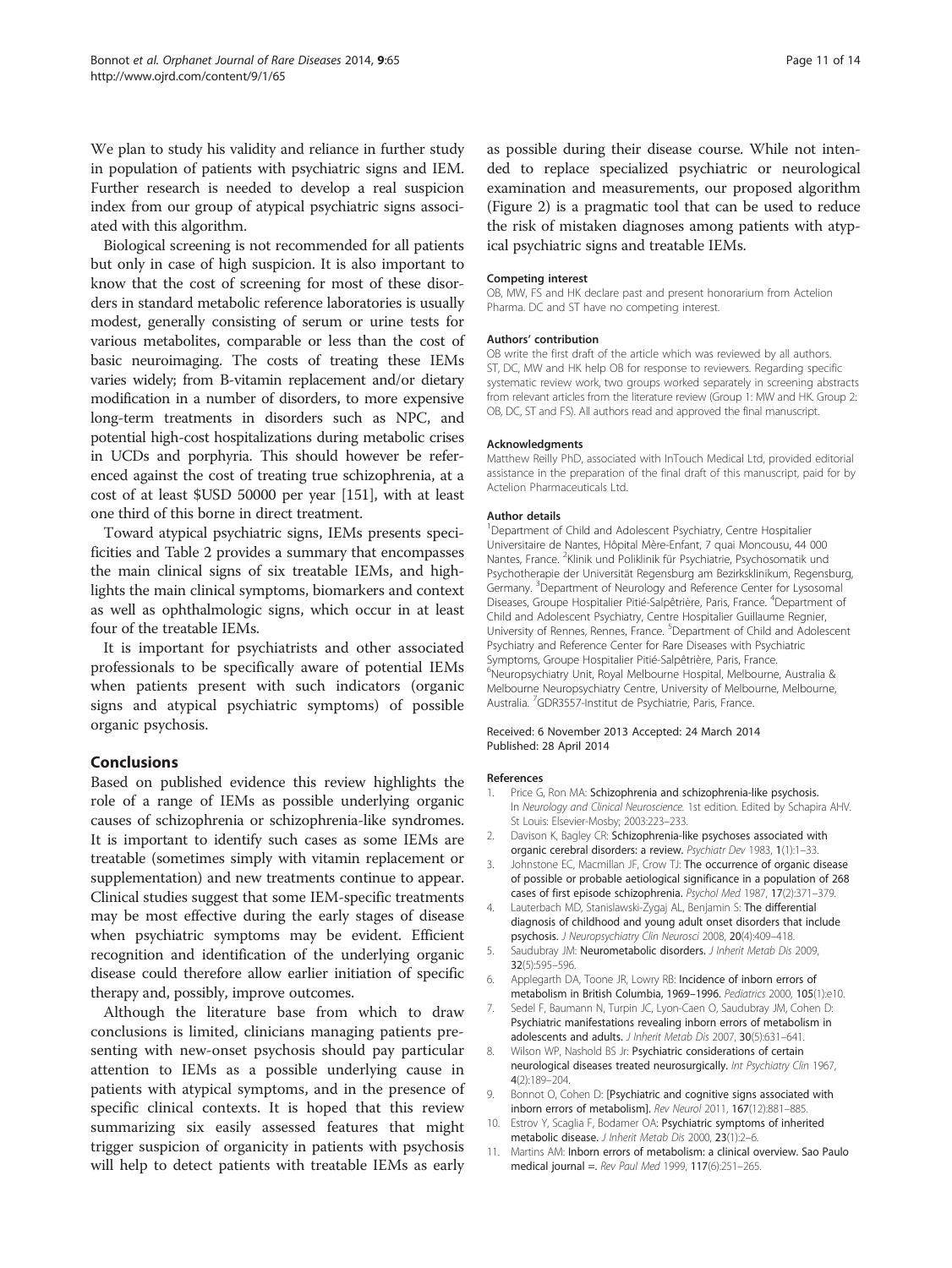We plan to study his validity and reliance in further study in population of patients with psychiatric signs and IEM. Further research is needed to develop a real suspicion index from our group of atypical psychiatric signs associated with this algorithm.

Biological screening is not recommended for all patients but only in case of high suspicion. It is also important to know that the cost of screening for most of these disorders in standard metabolic reference laboratories is usually modest, generally consisting of serum or urine tests for various metabolites, comparable or less than the cost of basic neuroimaging. The costs of treating these IEMs varies widely; from B-vitamin replacement and/or dietary modification in a number of disorders, to more expensive long-term treatments in disorders such as NPC, and potential high-cost hospitalizations during metabolic crises in UCDs and porphyria. This should however be referenced against the cost of treating true schizophrenia, at a cost of at least $USD 50000 per year [151], with at least one third of this borne in direct treatment.

Toward atypical psychiatric signs, IEMs presents specificities and Table 2 provides a summary that encompasses the main clinical signs of six treatable IEMs, and highlights the main clinical symptoms, biomarkers and context as well as ophthalmologic signs, which occur in at least four of the treatable IEMs.

It is important for psychiatrists and other associated professionals to be specifically aware of potential IEMs when patients present with such indicators (organic signs and atypical psychiatric symptoms) of possible organic psychosis.

## Conclusions

Based on published evidence this review highlights the role of a range of IEMs as possible underlying organic causes of schizophrenia or schizophrenia-like syndromes. It is important to identify such cases as some IEMs are treatable (sometimes simply with vitamin replacement or supplementation) and new treatments continue to appear. Clinical studies suggest that some IEM-specific treatments may be most effective during the early stages of disease when psychiatric symptoms may be evident. Efficient recognition and identification of the underlying organic disease could therefore allow earlier initiation of specific therapy and, possibly, improve outcomes.

Although the literature base from which to draw conclusions is limited, clinicians managing patients presenting with new-onset psychosis should pay particular attention to IEMs as a possible underlying cause in patients with atypical symptoms, and in the presence of specific clinical contexts. It is hoped that this review summarizing six easily assessed features that might trigger suspicion of organicity in patients with psychosis will help to detect patients with treatable IEMs as early as possible during their disease course. While not intended to replace specialized psychiatric or neurological examination and measurements, our proposed algorithm (Figure 2) is a pragmatic tool that can be used to reduce the risk of mistaken diagnoses among patients with atypical psychiatric signs and treatable IEMs.

#### Competing interest

OB, MW, FS and HK declare past and present honorarium from Actelion Pharma. DC and ST have no competing interest.

#### Authors' contribution

OB write the first draft of the article which was reviewed by all authors. ST, DC, MW and HK help OB for response to reviewers. Regarding specific systematic review work, two groups worked separately in screening abstracts from relevant articles from the literature review (Group 1: MW and HK. Group 2: OB, DC, ST and FS). All authors read and approved the final manuscript.

#### Acknowledgments

Matthew Reilly PhD, associated with InTouch Medical Ltd, provided editorial assistance in the preparation of the final draft of this manuscript, paid for by Actelion Pharmaceuticals Ltd.

#### Author details

[1]Department of Child and Adolescent Psychiatry, Centre Hospitalier Universitaire de Nantes, Hôpital Mère-Enfant, 7 quai Moncousu, 44 000 Nantes, France. [2]Klinik und Poliklinik für Psychiatrie, Psychosomatik und Psychotherapie der Universität Regensburg am Bezirksklinikum, Regensburg, Germany. [3]Department of Neurology and Reference Center for Lysosomal Diseases, Groupe Hospitalier Pitié-Salpêtrière, Paris, France. [4]Department of Child and Adolescent Psychiatry, Centre Hospitalier Guillaume Regnier, University of Rennes, Rennes, France. [5]Department of Child and Adolescent Psychiatry and Reference Center for Rare Diseases with Psychiatric Symptoms, Groupe Hospitalier Pitié-Salpêtrière, Paris, France. [6]Neuropsychiatry Unit, Royal Melbourne Hospital, Melbourne, Australia & Melbourne Neuropsychiatry Centre, University of Melbourne, Melbourne, Australia. [7]GDR3557-Institut de Psychiatrie, Paris, France.

Received: 6 November 2013 Accepted: 24 March 2014
Published: 28 April 2014

#### References

1. Price G, Ron MA: **Schizophrenia and schizophrenia-like psychosis.** In *Neurology and Clinical Neuroscience*. 1st edition. Edited by Schapira AHV. St Louis: Elsevier-Mosby; 2003:223–233.
2. Davison K, Bagley CR: **Schizophrenia-like psychoses associated with organic cerebral disorders: a review.** *Psychiatr Dev* 1983, **1**(1):1–33.
3. Johnstone EC, Macmillan JF, Crow TJ: **The occurrence of organic disease of possible or probable aetiological significance in a population of 268 cases of first episode schizophrenia.** *Psychol Med* 1987, **17**(2):371–379.
4. Lauterbach MD, Stanislawski-Zygaj AL, Benjamin S: **The differential diagnosis of childhood and young adult onset disorders that include psychosis.** *J Neuropsychiatry Clin Neurosci* 2008, **20**(4):409–418.
5. Saudubray JM: **Neurometabolic disorders.** *J Inherit Metab Dis* 2009, **32**(5):595–596.
6. Applegarth DA, Toone JR, Lowry RB: **Incidence of inborn errors of metabolism in British Columbia, 1969–1996.** *Pediatrics* 2000, **105**(1):e10.
7. Sedel F, Baumann N, Turpin JC, Lyon-Caen O, Saudubray JM, Cohen D: **Psychiatric manifestations revealing inborn errors of metabolism in adolescents and adults.** *J Inherit Metab Dis* 2007, **30**(5):631–641.
8. Wilson WP, Nashold BS Jr: **Psychiatric considerations of certain neurological diseases treated neurosurgically.** *Int Psychiatry Clin* 1967, **4**(2):189–204.
9. Bonnot O, Cohen D: **[Psychiatric and cognitive signs associated with inborn errors of metabolism].** *Rev Neurol* 2011, **167**(12):881–885.
10. Estrov Y, Scaglia F, Bodamer OA: **Psychiatric symptoms of inherited metabolic disease.** *J Inherit Metab Dis* 2000, **23**(1):2–6.
11. Martins AM: **Inborn errors of metabolism: a clinical overview. Sao Paulo medical journal =.** *Rev Paul Med* 1999, **117**(6):251–265.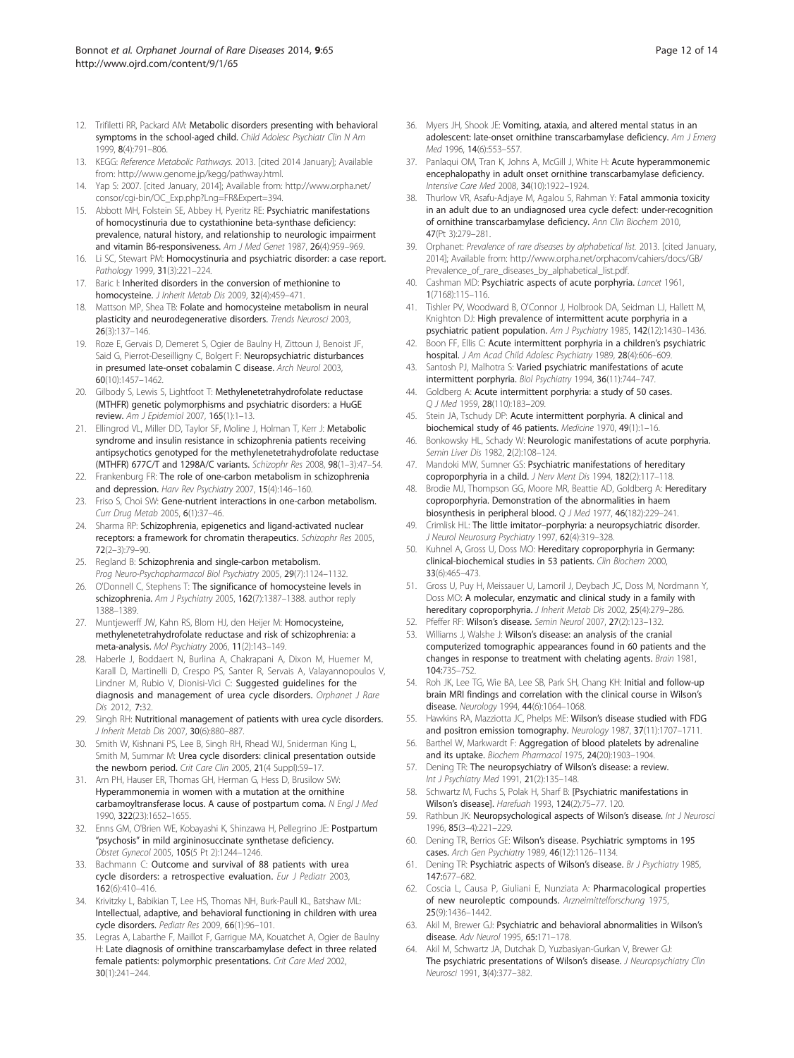12. Trifiletti RR, Packard AM: **Metabolic disorders presenting with behavioral symptoms in the school-aged child.** *Child Adolesc Psychiatr Clin N Am* 1999, **8**(4):791–806.
13. KEGG: *Reference Metabolic Pathways.* 2013. [cited 2014 January]; Available from: http://www.genome.jp/kegg/pathway.html.
14. Yap S: 2007. [cited January, 2014]; Available from: http://www.orpha.net/consor/cgi-bin/OC_Exp.php?Lng=FR&Expert=394.
15. Abbott MH, Folstein SE, Abbey H, Pyeritz RE: **Psychiatric manifestations of homocystinuria due to cystathionine beta-synthase deficiency: prevalence, natural history, and relationship to neurologic impairment and vitamin B6-responsiveness.** *Am J Med Genet* 1987, **26**(4):959–969.
16. Li SC, Stewart PM: **Homocystinuria and psychiatric disorder: a case report.** *Pathology* 1999, **31**(3):221–224.
17. Baric I: **Inherited disorders in the conversion of methionine to homocysteine.** *J Inherit Metab Dis* 2009, **32**(4):459–471.
18. Mattson MP, Shea TB: **Folate and homocysteine metabolism in neural plasticity and neurodegenerative disorders.** *Trends Neurosci* 2003, **26**(3):137–146.
19. Roze E, Gervais D, Demeret S, Ogier de Baulny H, Zittoun J, Benoist JF, Said G, Pierrot-Deseilligny C, Bolgert F: **Neuropsychiatric disturbances in presumed late-onset cobalamin C disease.** *Arch Neurol* 2003, **60**(10):1457–1462.
20. Gilbody S, Lewis S, Lightfoot T: **Methylenetetrahydrofolate reductase (MTHFR) genetic polymorphisms and psychiatric disorders: a HuGE review.** *Am J Epidemiol* 2007, **165**(1):1–13.
21. Ellingrod VL, Miller DD, Taylor SF, Moline J, Holman T, Kerr J: **Metabolic syndrome and insulin resistance in schizophrenia patients receiving antipsychotics genotyped for the methylenetetrahydrofolate reductase (MTHFR) 677C/T and 1298A/C variants.** *Schizophr Res* 2008, **98**(1–3):47–54.
22. Frankenburg FR: **The role of one-carbon metabolism in schizophrenia and depression.** *Harv Rev Psychiatry* 2007, **15**(4):146–160.
23. Friso S, Choi SW: **Gene-nutrient interactions in one-carbon metabolism.** *Curr Drug Metab* 2005, **6**(1):37–46.
24. Sharma RP: **Schizophrenia, epigenetics and ligand-activated nuclear receptors: a framework for chromatin therapeutics.** *Schizophr Res* 2005, **72**(2–3):79–90.
25. Regland B: **Schizophrenia and single-carbon metabolism.** *Prog Neuro-Psychopharmacol Biol Psychiatry* 2005, **29**(7):1124–1132.
26. O'Donnell C, Stephens T: **The significance of homocysteine levels in schizophrenia.** *Am J Psychiatry* 2005, **162**(7):1387–1388. author reply 1388–1389.
27. Muntjewerff JW, Kahn RS, Blom HJ, den Heijer M: **Homocysteine, methylenetetrahydrofolate reductase and risk of schizophrenia: a meta-analysis.** *Mol Psychiatry* 2006, **11**(2):143–149.
28. Haberle J, Boddaert N, Burlina A, Chakrapani A, Dixon M, Huemer M, Karall D, Martinelli D, Crespo PS, Santer R, Servais A, Valayannopoulos V, Lindner M, Rubio V, Dionisi-Vici C: **Suggested guidelines for the diagnosis and management of urea cycle disorders.** *Orphanet J Rare Dis* 2012, **7**:32.
29. Singh RH: **Nutritional management of patients with urea cycle disorders.** *J Inherit Metab Dis* 2007, **30**(6):880–887.
30. Smith W, Kishnani PS, Lee B, Singh RH, Rhead WJ, Sniderman King L, Smith M, Summar M: **Urea cycle disorders: clinical presentation outside the newborn period.** *Crit Care Clin* 2005, **21**(4 Suppl):S9–17.
31. Arn PH, Hauser ER, Thomas GH, Herman G, Hess D, Brusilow SW: **Hyperammonemia in women with a mutation at the ornithine carbamoyltransferase locus. A cause of postpartum coma.** *N Engl J Med* 1990, **322**(23):1652–1655.
32. Enns GM, O'Brien WE, Kobayashi K, Shinzawa H, Pellegrino JE: **Postpartum "psychosis" in mild argininosuccinate synthetase deficiency.** *Obstet Gynecol* 2005, **105**(5 Pt 2):1244–1246.
33. Bachmann C: **Outcome and survival of 88 patients with urea cycle disorders: a retrospective evaluation.** *Eur J Pediatr* 2003, **162**(6):410–416.
34. Krivitzky L, Babikian T, Lee HS, Thomas NH, Burk-Paull KL, Batshaw ML: **Intellectual, adaptive, and behavioral functioning in children with urea cycle disorders.** *Pediatr Res* 2009, **66**(1):96–101.
35. Legras A, Labarthe F, Maillot F, Garrigue MA, Kouatchet A, Ogier de Baulny H: **Late diagnosis of ornithine transcarbamylase defect in three related female patients: polymorphic presentations.** *Crit Care Med* 2002, **30**(1):241–244.
36. Myers JH, Shook JE: **Vomiting, ataxia, and altered mental status in an adolescent: late-onset ornithine transcarbamylase deficiency.** *Am J Emerg Med* 1996, **14**(6):553–557.
37. Panlaqui OM, Tran K, Johns A, McGill J, White H: **Acute hyperammonemic encephalopathy in adult onset ornithine transcarbamylase deficiency.** *Intensive Care Med* 2008, **34**(10):1922–1924.
38. Thurlow VR, Asafu-Adjaye M, Agalou S, Rahman Y: **Fatal ammonia toxicity in an adult due to an undiagnosed urea cycle defect: under-recognition of ornithine transcarbamylase deficiency.** *Ann Clin Biochem* 2010, **47**(Pt 3):279–281.
39. Orphanet: *Prevalence of rare diseases by alphabetical list.* 2013. [cited January, 2014]; Available from: http://www.orpha.net/orphacom/cahiers/docs/GB/Prevalence_of_rare_diseases_by_alphabetical_list.pdf.
40. Cashman MD: **Psychiatric aspects of acute porphyria.** *Lancet* 1961, **1**(7168):115–116.
41. Tishler PV, Woodward B, O'Connor J, Holbrook DA, Seidman LJ, Hallett M, Knighton DJ: **High prevalence of intermittent acute porphyria in a psychiatric patient population.** *Am J Psychiatry* 1985, **142**(12):1430–1436.
42. Boon FF, Ellis C: **Acute intermittent porphyria in a children's psychiatric hospital.** *J Am Acad Child Adolesc Psychiatry* 1989, **28**(4):606–609.
43. Santosh PJ, Malhotra S: **Varied psychiatric manifestations of acute intermittent porphyria.** *Biol Psychiatry* 1994, **36**(11):744–747.
44. Goldberg A: **Acute intermittent porphyria: a study of 50 cases.** *Q J Med* 1959, **28**(110):183–209.
45. Stein JA, Tschudy DP: **Acute intermittent porphyria. A clinical and biochemical study of 46 patients.** *Medicine* 1970, **49**(1):1–16.
46. Bonkowsky HL, Schady W: **Neurologic manifestations of acute porphyria.** *Semin Liver Dis* 1982, **2**(2):108–124.
47. Mandoki MW, Sumner GS: **Psychiatric manifestations of hereditary coproporphyria in a child.** *J Nerv Ment Dis* 1994, **182**(2):117–118.
48. Brodie MJ, Thompson GG, Moore MR, Beattie AD, Goldberg A: **Hereditary coproporphyria. Demonstration of the abnormalities in haem biosynthesis in peripheral blood.** *Q J Med* 1977, **46**(182):229–241.
49. Crimlisk HL: **The little imitator–porphyria: a neuropsychiatric disorder.** *J Neurol Neurosurg Psychiatry* 1997, **62**(4):319–328.
50. Kuhnel A, Gross U, Doss MO: **Hereditary coproporphyria in Germany: clinical-biochemical studies in 53 patients.** *Clin Biochem* 2000, **33**(6):465–473.
51. Gross U, Puy H, Meissauer U, Lamoril J, Deybach JC, Doss M, Nordmann Y, Doss MO: **A molecular, enzymatic and clinical study in a family with hereditary coproporphyria.** *J Inherit Metab Dis* 2002, **25**(4):279–286.
52. Pfeffer RF: **Wilson's disease.** *Semin Neurol* 2007, **27**(2):123–132.
53. Williams J, Walshe J: **Wilson's disease: an analysis of the cranial computerized tomographic appearances found in 60 patients and the changes in response to treatment with chelating agents.** *Brain* 1981, **104**:735–752.
54. Roh JK, Lee TG, Wie BA, Lee SB, Park SH, Chang KH: **Initial and follow-up brain MRI findings and correlation with the clinical course in Wilson's disease.** *Neurology* 1994, **44**(6):1064–1068.
55. Hawkins RA, Mazziotta JC, Phelps ME: **Wilson's disease studied with FDG and positron emission tomography.** *Neurology* 1987, **37**(11):1707–1711.
56. Barthel W, Markwardt F: **Aggregation of blood platelets by adrenaline and its uptake.** *Biochem Pharmacol* 1975, **24**(20):1903–1904.
57. Dening TR: **The neuropsychiatry of Wilson's disease: a review.** *Int J Psychiatry Med* 1991, **21**(2):135–148.
58. Schwartz M, Fuchs S, Polak H, Sharf B: **[Psychiatric manifestations in Wilson's disease].** *Harefuah* 1993, **124**(2):75–77. 120.
59. Rathbun JK: **Neuropsychological aspects of Wilson's disease.** *Int J Neurosci* 1996, **85**(3–4):221–229.
60. Dening TR, Berrios GE: **Wilson's disease. Psychiatric symptoms in 195 cases.** *Arch Gen Psychiatry* 1989, **46**(12):1126–1134.
61. Dening TR: **Psychiatric aspects of Wilson's disease.** *Br J Psychiatry* 1985, **147**:677–682.
62. Coscia L, Causa P, Giuliani E, Nunziata A: **Pharmacological properties of new neuroleptic compounds.** *Arzneimittelforschung* 1975, **25**(9):1436–1442.
63. Akil M, Brewer GJ: **Psychiatric and behavioral abnormalities in Wilson's disease.** *Adv Neurol* 1995, **65**:171–178.
64. Akil M, Schwartz JA, Dutchak D, Yuzbasiyan-Gurkan V, Brewer GJ: **The psychiatric presentations of Wilson's disease.** *J Neuropsychiatry Clin Neurosci* 1991, **3**(4):377–382.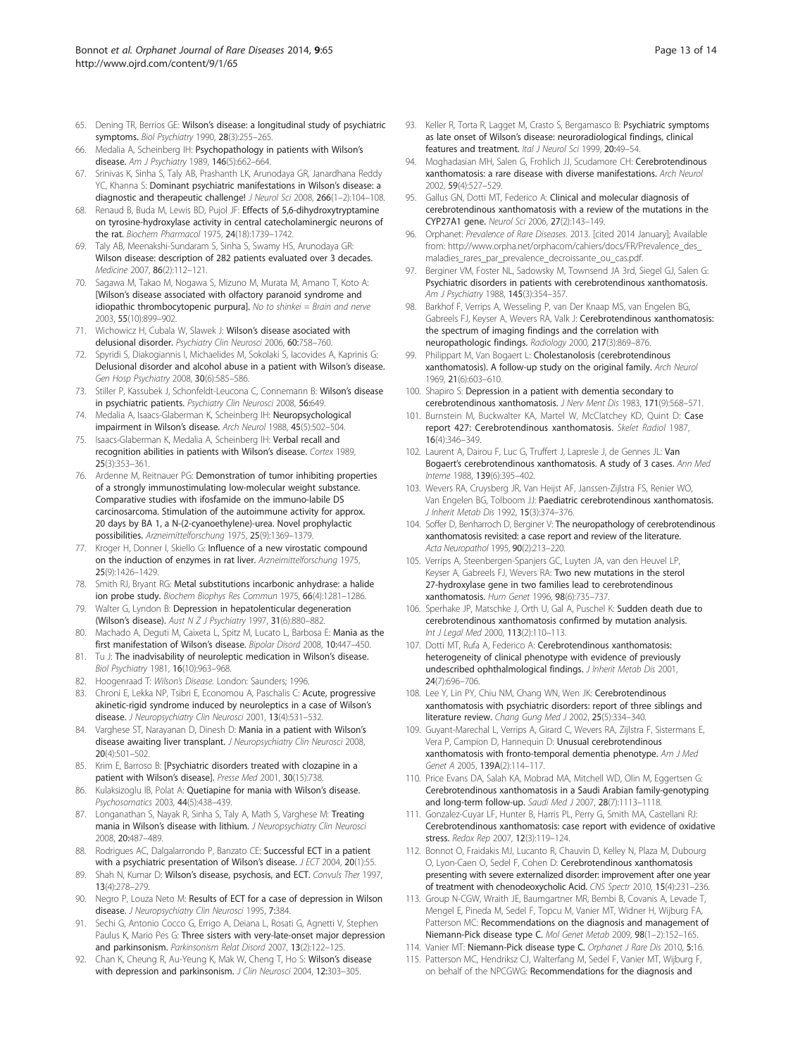65. Dening TR, Berrios GE: **Wilson's disease: a longitudinal study of psychiatric symptoms.** *Biol Psychiatry* 1990, **28**(3):255–265.
66. Medalia A, Scheinberg IH: **Psychopathology in patients with Wilson's disease.** *Am J Psychiatry* 1989, **146**(5):662–664.
67. Srinivas K, Sinha S, Taly AB, Prashanth LK, Arunodaya GR, Janardhana Reddy YC, Khanna S: **Dominant psychiatric manifestations in Wilson's disease: a diagnostic and therapeutic challenge!** *J Neurol Sci* 2008, **266**(1–2):104–108.
68. Renaud B, Buda M, Lewis BD, Pujol JF: **Effects of 5,6-dihydroxytryptamine on tyrosine-hydroxylase activity in central catecholaminergic neurons of the rat.** *Biochem Pharmacol* 1975, **24**(18):1739–1742.
69. Taly AB, Meenakshi-Sundaram S, Sinha S, Swamy HS, Arunodaya GR: **Wilson disease: description of 282 patients evaluated over 3 decades.** *Medicine* 2007, **86**(2):112–121.
70. Sagawa M, Takao M, Nogawa S, Mizuno M, Murata M, Amano T, Koto A: **[Wilson's disease associated with olfactory paranoid syndrome and idiopathic thrombocytopenic purpura].** *No to shinkei = Brain and nerve* 2003, **55**(10):899–902.
71. Wichowicz H, Cubala W, Slawek J: **Wilson's disease asociated with delusional disorder.** *Psychiatry Clin Neurosci* 2006, **60**:758–760.
72. Spyridi S, Diakogiannis I, Michaelides M, Sokolaki S, Iacovides A, Kaprinis G: **Delusional disorder and alcohol abuse in a patient with Wilson's disease.** *Gen Hosp Psychiatry* 2008, **30**(6):585–586.
73. Stiller P, Kassubek J, Schonfeldt-Leucona C, Connemann B: **Wilson's disease in psychiatric patients.** *Psychiatry Clin Neurosci* 2008, **56**:649.
74. Medalia A, Isaacs-Glaberman K, Scheinberg IH: **Neuropsychological impairment in Wilson's disease.** *Arch Neurol* 1988, **45**(5):502–504.
75. Isaacs-Glaberman K, Medalia A, Scheinberg IH: **Verbal recall and recognition abilities in patients with Wilson's disease.** *Cortex* 1989, **25**(3):353–361.
76. Ardenne M, Reitnauer PG: **Demonstration of tumor inhibiting properties of a strongly immunostimulating low-molecular weight substance. Comparative studies with ifosfamide on the immuno-labile DS carcinosarcoma. Stimulation of the autoimmune activity for approx. 20 days by BA 1, a N-(2-cyanoethylene)-urea. Novel prophylactic possibilities.** *Arzneimittelforschung* 1975, **25**(9):1369–1379.
77. Kroger H, Donner I, Skiello G: **Influence of a new virostatic compound on the induction of enzymes in rat liver.** *Arzneimittelforschung* 1975, **25**(9):1426–1429.
78. Smith RJ, Bryant RG: **Metal substitutions incarbonic anhydrase: a halide ion probe study.** *Biochem Biophys Res Commun* 1975, **66**(4):1281–1286.
79. Walter G, Lyndon B: **Depression in hepatolenticular degeneration (Wilson's disease).** *Aust N Z J Psychiatry* 1997, **31**(6):880–882.
80. Machado A, Deguti M, Caixeta L, Spitz M, Lucato L, Barbosa E: **Mania as the first manifestation of Wilson's disease.** *Bipolar Disord* 2008, **10**:447–450.
81. Tu J: **The inadvisability of neuroleptic medication in Wilson's disease.** *Biol Psychiatry* 1981, **16**(10):963–968.
82. Hoogenraad T: *Wilson's Disease.* London: Saunders; 1996.
83. Chroni E, Lekka NP, Tsibri E, Economou A, Paschalis C: **Acute, progressive akinetic-rigid syndrome induced by neuroleptics in a case of Wilson's disease.** *J Neuropsychiatry Clin Neurosci* 2001, **13**(4):531–532.
84. Varghese ST, Narayanan D, Dinesh D: **Mania in a patient with Wilson's disease awaiting liver transplant.** *J Neuropsychiatry Clin Neurosci* 2008, **20**(4):501–502.
85. Krim E, Barroso B: **[Psychiatric disorders treated with clozapine in a patient with Wilson's disease].** *Presse Med* 2001, **30**(15):738.
86. Kulaksizoglu IB, Polat A: **Quetiapine for mania with Wilson's disease.** *Psychosomatics* 2003, **44**(5):438–439.
87. Longanathan S, Nayak R, Sinha S, Taly A, Math S, Varghese M: **Treating mania in Wilson's disease with lithium.** *J Neuropsychiatry Clin Neurosci* 2008, **20**:487–489.
88. Rodrigues AC, Dalgalarrondo P, Banzato CE: **Successful ECT in a patient with a psychiatric presentation of Wilson's disease.** *J ECT* 2004, **20**(1):55.
89. Shah N, Kumar D: **Wilson's disease, psychosis, and ECT.** *Convuls Ther* 1997, **13**(4):278–279.
90. Negro P, Louza Neto M: **Results of ECT for a case of depression in Wilson disease.** *J Neuropsychiatry Clin Neurosci* 1995, **7**:384.
91. Sechi G, Antonio Cocco G, Errigo A, Deiana L, Rosati G, Agnetti V, Stephen Paulus K, Mario Pes G: **Three sisters with very-late-onset major depression and parkinsonism.** *Parkinsonism Relat Disord* 2007, **13**(2):122–125.
92. Chan K, Cheung R, Au-Yeung K, Mak W, Cheng T, Ho S: **Wilson's disease with depression and parkinsonism.** *J Clin Neurosci* 2004, **12**:303–305.
93. Keller R, Torta R, Lagget M, Crasto S, Bergamasco B: **Psychiatric symptoms as late onset of Wilson's disease: neuroradiological findings, clinical features and treatment.** *Ital J Neurol Sci* 1999, **20**:49–54.
94. Moghadasian MH, Salen G, Frohlich JJ, Scudamore CH: **Cerebrotendinous xanthomatosis: a rare disease with diverse manifestations.** *Arch Neurol* 2002, **59**(4):527–529.
95. Gallus GN, Dotti MT, Federico A: **Clinical and molecular diagnosis of cerebrotendinous xanthomatosis with a review of the mutations in the CYP27A1 gene.** *Neurol Sci* 2006, **27**(2):143–149.
96. Orphanet: *Prevalence of Rare Diseases.* 2013. [cited 2014 January]; Available from: http://www.orpha.net/orphacom/cahiers/docs/FR/Prevalence_des_maladies_rares_par_prevalence_decroissante_ou_cas.pdf.
97. Berginer VM, Foster NL, Sadowsky M, Townsend JA 3rd, Siegel GJ, Salen G: **Psychiatric disorders in patients with cerebrotendinous xanthomatosis.** *Am J Psychiatry* 1988, **145**(3):354–357.
98. Barkhof F, Verrips A, Wesseling P, van Der Knaap MS, van Engelen BG, Gabreels FJ, Keyser A, Wevers RA, Valk J: **Cerebrotendinous xanthomatosis: the spectrum of imaging findings and the correlation with neuropathologic findings.** *Radiology* 2000, **217**(3):869–876.
99. Philippart M, Van Bogaert L: **Cholestanolosis (cerebrotendinous xanthomatosis). A follow-up study on the original family.** *Arch Neurol* 1969, **21**(6):603–610.
100. Shapiro S: **Depression in a patient with dementia secondary to cerebrotendinous xanthomatosis.** *J Nerv Ment Dis* 1983, **171**(9):568–571.
101. Burnstein M, Buckwalter KA, Martel W, McClatchey KD, Quint D: **Case report 427: Cerebrotendinous xanthomatosis.** *Skelet Radiol* 1987, **16**(4):346–349.
102. Laurent A, Dairou F, Luc G, Truffert J, Lapresle J, de Gennes JL: **Van Bogaert's cerebrotendinous xanthomatosis. A study of 3 cases.** *Ann Med Interne* 1988, **139**(6):395–402.
103. Wevers RA, Cruysberg JR, Van Heijst AF, Janssen-Zijlstra FS, Renier WO, Van Engelen BG, Tolboom JJ: **Paediatric cerebrotendinous xanthomatosis.** *J Inherit Metab Dis* 1992, **15**(3):374–376.
104. Soffer D, Benharroch D, Berginer V: **The neuropathology of cerebrotendinous xanthomatosis revisited: a case report and review of the literature.** *Acta Neuropathol* 1995, **90**(2):213–220.
105. Verrips A, Steenbergen-Spanjers GC, Luyten JA, van den Heuvel LP, Keyser A, Gabreels FJ, Wevers RA: **Two new mutations in the sterol 27-hydroxylase gene in two families lead to cerebrotendinous xanthomatosis.** *Hum Genet* 1996, **98**(6):735–737.
106. Sperhake JP, Matschke J, Orth U, Gal A, Puschel K: **Sudden death due to cerebrotendinous xanthomatosis confirmed by mutation analysis.** *Int J Legal Med* 2000, **113**(2):110–113.
107. Dotti MT, Rufa A, Federico A: **Cerebrotendinous xanthomatosis: heterogeneity of clinical phenotype with evidence of previously undescribed ophthalmological findings.** *J Inherit Metab Dis* 2001, **24**(7):696–706.
108. Lee Y, Lin PY, Chiu NM, Chang WN, Wen JK: **Cerebrotendinous xanthomatosis with psychiatric disorders: report of three siblings and literature review.** *Chang Gung Med J* 2002, **25**(5):334–340.
109. Guyant-Marechal L, Verrips A, Girard C, Wevers RA, Zijlstra F, Sistermans E, Vera P, Campion D, Hannequin D: **Unusual cerebrotendinous xanthomatosis with fronto-temporal dementia phenotype.** *Am J Med Genet A* 2005, **139A**(2):114–117.
110. Price Evans DA, Salah KA, Mobrad MA, Mitchell WD, Olin M, Eggertsen G: **Cerebrotendinous xanthomatosis in a Saudi Arabian family-genotyping and long-term follow-up.** *Saudi Med J* 2007, **28**(7):1113–1118.
111. Gonzalez-Cuyar LF, Hunter B, Harris PL, Perry G, Smith MA, Castellani RJ: **Cerebrotendinous xanthomatosis: case report with evidence of oxidative stress.** *Redox Rep* 2007, **12**(3):119–124.
112. Bonnot O, Fraidakis MJ, Lucanto R, Chauvin D, Kelley N, Plaza M, Dubourg O, Lyon-Caen O, Sedel F, Cohen D: **Cerebrotendinous xanthomatosis presenting with severe externalized disorder: improvement after one year of treatment with chenodeoxycholic Acid.** *CNS Spectr* 2010, **15**(4):231–236.
113. Group N-CGW, Wraith JE, Baumgartner MR, Bembi B, Covanis A, Levade T, Mengel E, Pineda M, Sedel F, Topcu M, Vanier MT, Widner H, Wijburg FA, Patterson MC: **Recommendations on the diagnosis and management of Niemann-Pick disease type C.** *Mol Genet Metab* 2009, **98**(1–2):152–165.
114. Vanier MT: **Niemann-Pick disease type C.** *Orphanet J Rare Dis* 2010, **5**:16.
115. Patterson MC, Hendriksz CJ, Walterfang M, Sedel F, Vanier MT, Wijburg F, on behalf of the NPCGWG: **Recommendations for the diagnosis and**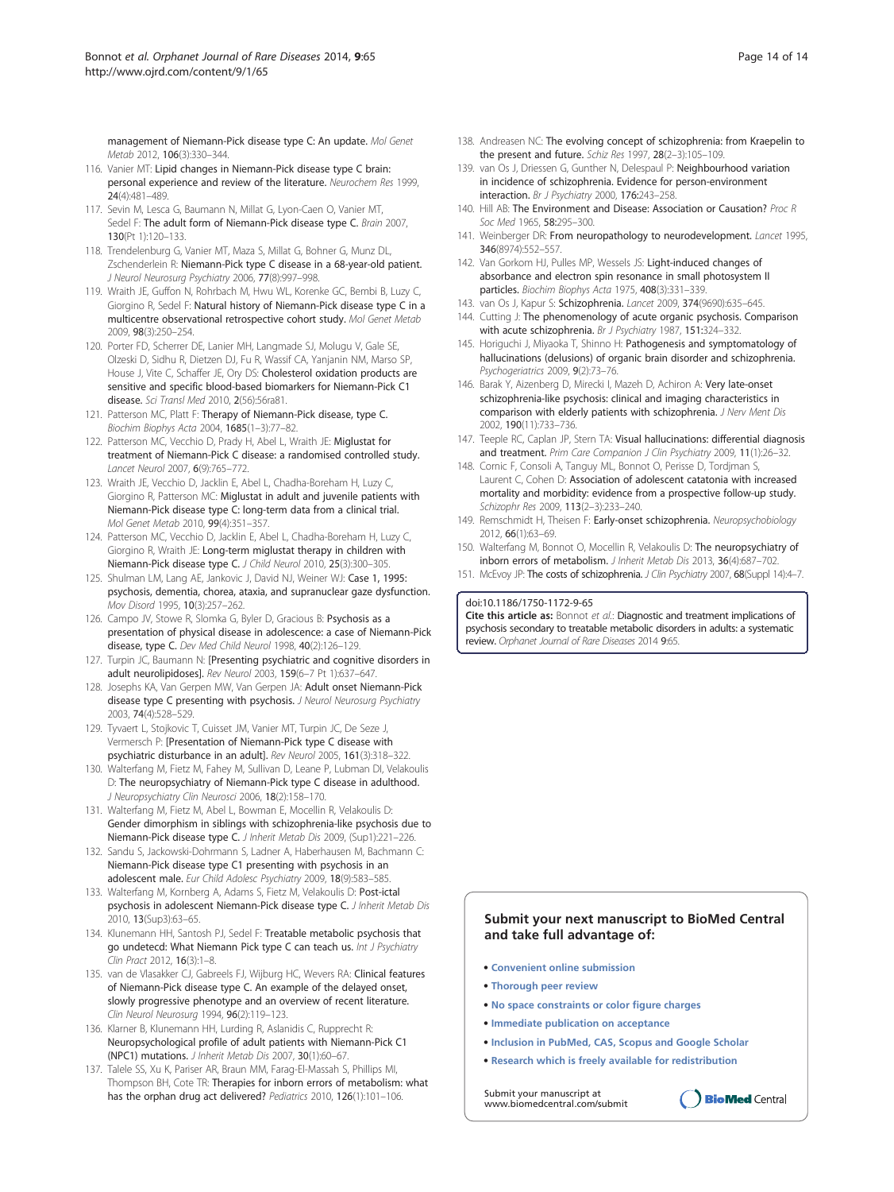management of Niemann-Pick disease type C: An update. *Mol Genet Metab* 2012, 106(3):330–344.

116. Vanier MT: **Lipid changes in Niemann-Pick disease type C brain: personal experience and review of the literature.** *Neurochem Res* 1999, 24(4):481–489.
117. Sevin M, Lesca G, Baumann N, Millat G, Lyon-Caen O, Vanier MT, Sedel F: **The adult form of Niemann-Pick disease type C.** *Brain* 2007, 130(Pt 1):120–133.
118. Trendelenburg G, Vanier MT, Maza S, Millat G, Bohner G, Munz DL, Zschenderlein R: **Niemann-Pick type C disease in a 68-year-old patient.** *J Neurol Neurosurg Psychiatry* 2006, 77(8):997–998.
119. Wraith JE, Guffon N, Rohrbach M, Hwu WL, Korenke GC, Bembi B, Luzy C, Giorgino R, Sedel F: **Natural history of Niemann-Pick disease type C in a multicentre observational retrospective cohort study.** *Mol Genet Metab* 2009, 98(3):250–254.
120. Porter FD, Scherrer DE, Lanier MH, Langmade SJ, Molugu V, Gale SE, Olzeski D, Sidhu R, Dietzen DJ, Fu R, Wassif CA, Yanjanin NM, Marso SP, House J, Vite C, Schaffer JE, Ory DS: **Cholesterol oxidation products are sensitive and specific blood-based biomarkers for Niemann-Pick C1 disease.** *Sci Transl Med* 2010, 2(56):56ra81.
121. Patterson MC, Platt F: **Therapy of Niemann-Pick disease, type C.** *Biochim Biophys Acta* 2004, 1685(1–3):77–82.
122. Patterson MC, Vecchio D, Prady H, Abel L, Wraith JE: **Miglustat for treatment of Niemann-Pick C disease: a randomised controlled study.** *Lancet Neurol* 2007, 6(9):765–772.
123. Wraith JE, Vecchio D, Jacklin E, Abel L, Chadha-Boreham H, Luzy C, Giorgino R, Patterson MC: **Miglustat in adult and juvenile patients with Niemann-Pick disease type C: long-term data from a clinical trial.** *Mol Genet Metab* 2010, 99(4):351–357.
124. Patterson MC, Vecchio D, Jacklin E, Abel L, Chadha-Boreham H, Luzy C, Giorgino R, Wraith JE: **Long-term miglustat therapy in children with Niemann-Pick disease type C.** *J Child Neurol* 2010, 25(3):300–305.
125. Shulman LM, Lang AE, Jankovic J, David NJ, Weiner WJ: **Case 1, 1995: psychosis, dementia, chorea, ataxia, and supranuclear gaze dysfunction.** *Mov Disord* 1995, 10(3):257–262.
126. Campo JV, Stowe R, Slomka G, Byler D, Gracious B: **Psychosis as a presentation of physical disease in adolescence: a case of Niemann-Pick disease, type C.** *Dev Med Child Neurol* 1998, 40(2):126–129.
127. Turpin JC, Baumann N: **[Presenting psychiatric and cognitive disorders in adult neurolipidoses].** *Rev Neurol* 2003, 159(6–7 Pt 1):637–647.
128. Josephs KA, Van Gerpen MW, Van Gerpen JA: **Adult onset Niemann-Pick disease type C presenting with psychosis.** *J Neurol Neurosurg Psychiatry* 2003, 74(4):528–529.
129. Tyvaert L, Stojkovic T, Cuisset JM, Vanier MT, Turpin JC, De Seze J, Vermersch P: **[Presentation of Niemann-Pick type C disease with psychiatric disturbance in an adult].** *Rev Neurol* 2005, 161(3):318–322.
130. Walterfang M, Fietz M, Fahey M, Sullivan D, Leane P, Lubman DI, Velakoulis D: **The neuropsychiatry of Niemann-Pick type C disease in adulthood.** *J Neuropsychiatry Clin Neurosci* 2006, 18(2):158–170.
131. Walterfang M, Fietz M, Abel L, Bowman E, Mocellin R, Velakoulis D: **Gender dimorphism in siblings with schizophrenia-like psychosis due to Niemann-Pick disease type C.** *J Inherit Metab Dis* 2009, (Sup1):221–226.
132. Sandu S, Jackowski-Dohrmann S, Ladner A, Haberhausen M, Bachmann C: **Niemann-Pick disease type C1 presenting with psychosis in an adolescent male.** *Eur Child Adolesc Psychiatry* 2009, 18(9):583–585.
133. Walterfang M, Kornberg A, Adams S, Fietz M, Velakoulis D: **Post-ictal psychosis in adolescent Niemann-Pick disease type C.** *J Inherit Metab Dis* 2010, 13(Sup3):63–65.
134. Klunemann HH, Santosh PJ, Sedel F: **Treatable metabolic psychosis that go undetecd: What Niemann Pick type C can teach us.** *Int J Psychiatry Clin Pract* 2012, 16(3):1–8.
135. van de Vlasakker CJ, Gabreels FJ, Wijburg HC, Wevers RA: **Clinical features of Niemann-Pick disease type C. An example of the delayed onset, slowly progressive phenotype and an overview of recent literature.** *Clin Neurol Neurosurg* 1994, 96(2):119–123.
136. Klarner B, Klunemann HH, Lurding R, Aslanidis C, Rupprecht R: **Neuropsychological profile of adult patients with Niemann-Pick C1 (NPC1) mutations.** *J Inherit Metab Dis* 2007, 30(1):60–67.
137. Talele SS, Xu K, Pariser AR, Braun MM, Farag-El-Massah S, Phillips MI, Thompson BH, Cote TR: **Therapies for inborn errors of metabolism: what has the orphan drug act delivered?** *Pediatrics* 2010, 126(1):101–106.
138. Andreasen NC: **The evolving concept of schizophrenia: from Kraepelin to the present and future.** *Schiz Res* 1997, 28(2–3):105–109.
139. van Os J, Driessen G, Gunther N, Delespaul P: **Neighbourhood variation in incidence of schizophrenia. Evidence for person-environment interaction.** *Br J Psychiatry* 2000, 176:243–258.
140. Hill AB: **The Environment and Disease: Association or Causation?** *Proc R Soc Med* 1965, 58:295–300.
141. Weinberger DR: **From neuropathology to neurodevelopment.** *Lancet* 1995, 346(8974):552–557.
142. Van Gorkom HJ, Pulles MP, Wessels JS: **Light-induced changes of absorbance and electron spin resonance in small photosystem II particles.** *Biochim Biophys Acta* 1975, 408(3):331–339.
143. van Os J, Kapur S: **Schizophrenia.** *Lancet* 2009, 374(9690):635–645.
144. Cutting J: **The phenomenology of acute organic psychosis. Comparison with acute schizophrenia.** *Br J Psychiatry* 1987, 151:324–332.
145. Horiguchi J, Miyaoka T, Shinno H: **Pathogenesis and symptomatology of hallucinations (delusions) of organic brain disorder and schizophrenia.** *Psychogeriatrics* 2009, 9(2):73–76.
146. Barak Y, Aizenberg D, Mirecki I, Mazeh D, Achiron A: **Very late-onset schizophrenia-like psychosis: clinical and imaging characteristics in comparison with elderly patients with schizophrenia.** *J Nerv Ment Dis* 2002, 190(11):733–736.
147. Teeple RC, Caplan JP, Stern TA: **Visual hallucinations: differential diagnosis and treatment.** *Prim Care Companion J Clin Psychiatry* 2009, 11(1):26–32.
148. Cornic F, Consoli A, Tanguy ML, Bonnot O, Perisse D, Tordjman S, Laurent C, Cohen D: **Association of adolescent catatonia with increased mortality and morbidity: evidence from a prospective follow-up study.** *Schizophr Res* 2009, 113(2–3):233–240.
149. Remschmidt H, Theisen F: **Early-onset schizophrenia.** *Neuropsychobiology* 2012, 66(1):63–69.
150. Walterfang M, Bonnot O, Mocellin R, Velakoulis D: **The neuropsychiatry of inborn errors of metabolism.** *J Inherit Metab Dis* 2013, 36(4):687–702.
151. McEvoy JP: **The costs of schizophrenia.** *J Clin Psychiatry* 2007, 68(Suppl 14):4–7.

doi:10.1186/1750-1172-9-65

**Cite this article as:** Bonnot *et al.*: Diagnostic and treatment implications of psychosis secondary to treatable metabolic disorders in adults: a systematic review. *Orphanet Journal of Rare Diseases* 2014 9:65.

**Submit your next manuscript to BioMed Central and take full advantage of:**

- **Convenient online submission**
- **Thorough peer review**
- **No space constraints or color figure charges**
- **Immediate publication on acceptance**
- **Inclusion in PubMed, CAS, Scopus and Google Scholar**
- **Research which is freely available for redistribution**

Submit your manuscript at
www.biomedcentral.com/submit

BioMed Central